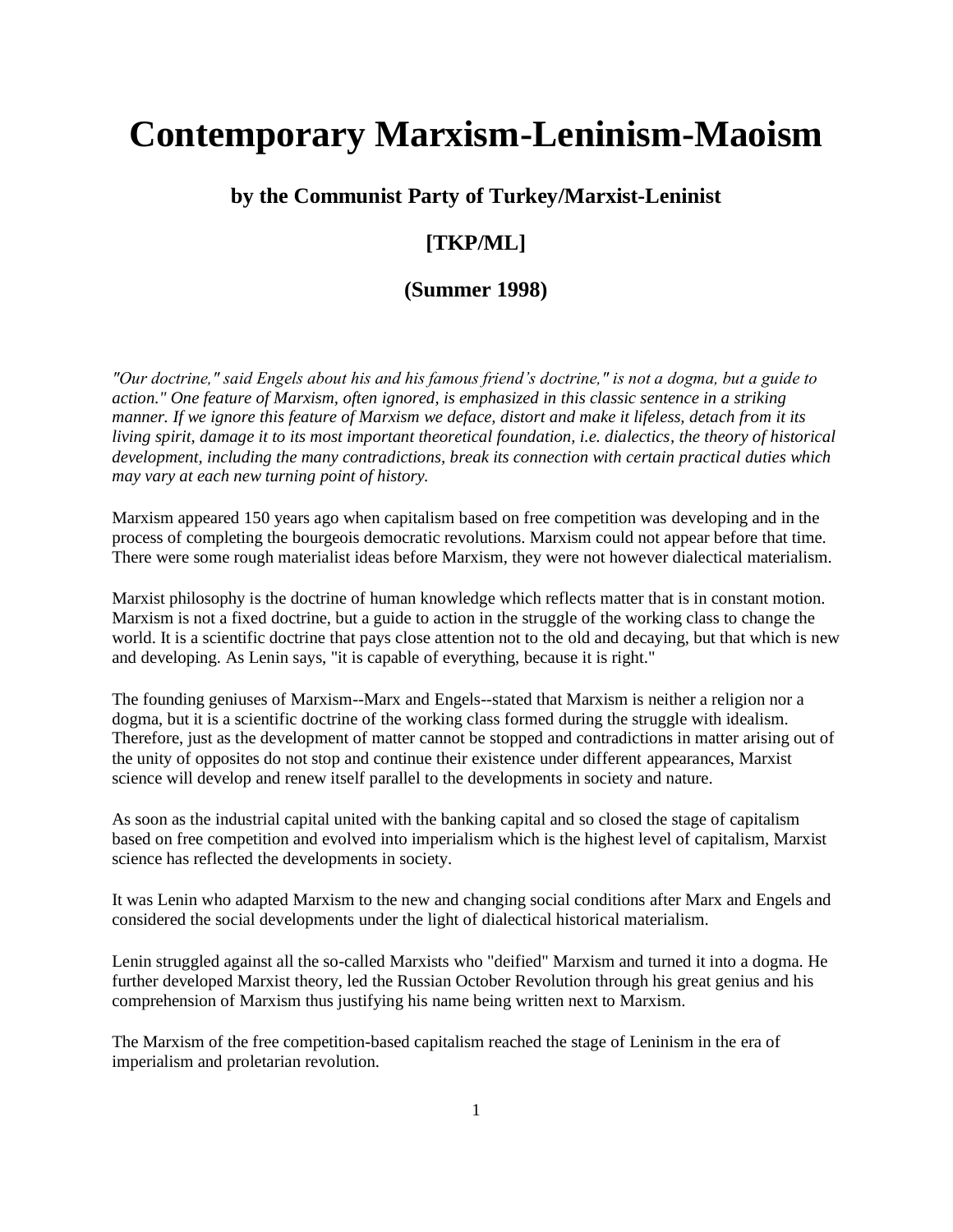# Contemporary Marxism-Leninism-Maoism

### by the Communist Party of Turkey/Marxist-Leninist

### [TKP/ML]

### (Summer 1998)

*"Our doctrine," said Engels about his and his famous friend's doctrine," is not a dogma, but a guide to action." One feature of Marxism, often ignored, is emphasized in this classic sentence in a striking manner. If we ignore this feature of Marxism we deface, distort and make it lifeless, detach from it its living spirit, damage it to its most important theoretical foundation, i.e. dialectics, the theory of historical development, including the many contradictions, break its connection with certain practical duties which may vary at each new turning point of history.*

Marxism appeared 150 years ago when capitalism based on free competition was developing and in the process of completing the bourgeois democratic revolutions. Marxism could not appear before that time. There were some rough materialist ideas before Marxism, they were not however dialectical materialism.

Marxist philosophy is the doctrine of human knowledge which reflects matter that is in constant motion. Marxism is not a fixed doctrine, but a guide to action in the struggle of the working class to change the world. It is a scientific doctrine that pays close attention not to the old and decaying, but that which is new and developing. As Lenin says, "it is capable of everything, because it is right."

The founding geniuses of Marxism--Marx and Engels--stated that Marxism is neither a religion nor a dogma, but it is a scientific doctrine of the working class formed during the struggle with idealism. Therefore, just as the development of matter cannot be stopped and contradictions in matter arising out of the unity of opposites do not stop and continue their existence under different appearances, Marxist science will develop and renew itself parallel to the developments in society and nature.

As soon as the industrial capital united with the banking capital and so closed the stage of capitalism based on free competition and evolved into imperialism which is the highest level of capitalism, Marxist science has reflected the developments in society.

It was Lenin who adapted Marxism to the new and changing social conditions after Marx and Engels and considered the social developments under the light of dialectical historical materialism.

Lenin struggled against all the so-called Marxists who "deified" Marxism and turned it into a dogma. He further developed Marxist theory, led the Russian October Revolution through his great genius and his comprehension of Marxism thus justifying his name being written next to Marxism.

The Marxism of the free competition-based capitalism reached the stage of Leninism in the era of imperialism and proletarian revolution.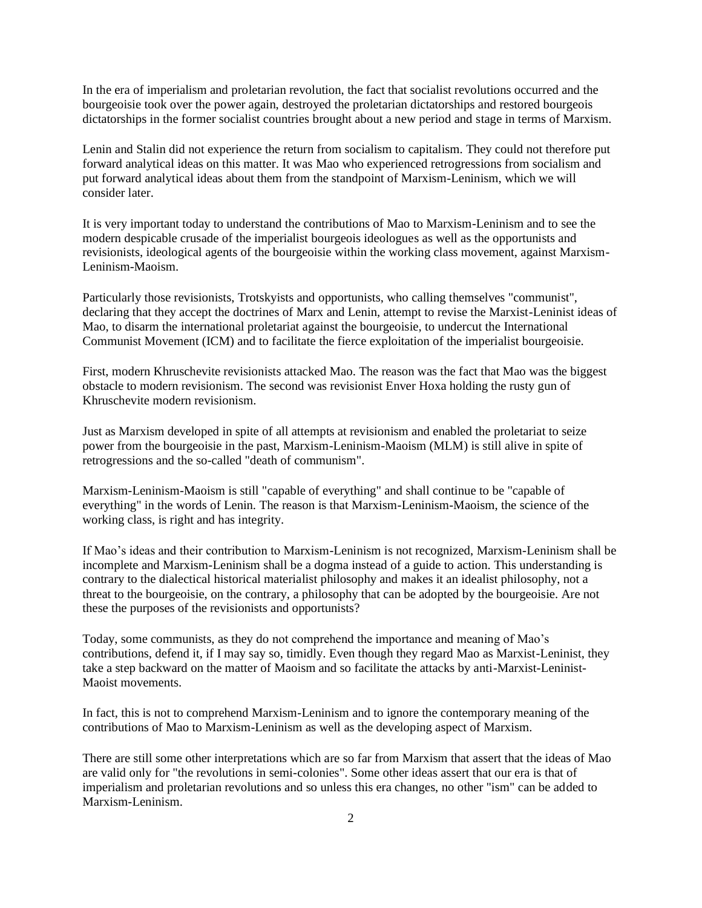In the era of imperialism and proletarian revolution, the fact that socialist revolutions occurred and the bourgeoisie took over the power again, destroyed the proletarian dictatorships and restored bourgeois dictatorships in the former socialist countries brought about a new period and stage in terms of Marxism.

Lenin and Stalin did not experience the return from socialism to capitalism. They could not therefore put forward analytical ideas on this matter. It was Mao who experienced retrogressions from socialism and put forward analytical ideas about them from the standpoint of Marxism-Leninism, which we will consider later.

It is very important today to understand the contributions of Mao to Marxism-Leninism and to see the modern despicable crusade of the imperialist bourgeois ideologues as well as the opportunists and revisionists, ideological agents of the bourgeoisie within the working class movement, against Marxism-Leninism-Maoism.

Particularly those revisionists, Trotskyists and opportunists, who calling themselves "communist", declaring that they accept the doctrines of Marx and Lenin, attempt to revise the Marxist-Leninist ideas of Mao, to disarm the international proletariat against the bourgeoisie, to undercut the International Communist Movement (ICM) and to facilitate the fierce exploitation of the imperialist bourgeoisie.

First, modern Khruschevite revisionists attacked Mao. The reason was the fact that Mao was the biggest obstacle to modern revisionism. The second was revisionist Enver Hoxa holding the rusty gun of Khruschevite modern revisionism.

Just as Marxism developed in spite of all attempts at revisionism and enabled the proletariat to seize power from the bourgeoisie in the past, Marxism-Leninism-Maoism (MLM) is still alive in spite of retrogressions and the so-called "death of communism".

Marxism-Leninism-Maoism is still "capable of everything" and shall continue to be "capable of everything" in the words of Lenin. The reason is that Marxism-Leninism-Maoism, the science of the working class, is right and has integrity.

If Mao's ideas and their contribution to Marxism-Leninism is not recognized, Marxism-Leninism shall be incomplete and Marxism-Leninism shall be a dogma instead of a guide to action. This understanding is contrary to the dialectical historical materialist philosophy and makes it an idealist philosophy, not a threat to the bourgeoisie, on the contrary, a philosophy that can be adopted by the bourgeoisie. Are not these the purposes of the revisionists and opportunists?

Today, some communists, as they do not comprehend the importance and meaning of Mao's contributions, defend it, if I may say so, timidly. Even though they regard Mao as Marxist-Leninist, they take a step backward on the matter of Maoism and so facilitate the attacks by anti-Marxist-Leninist-Maoist movements.

In fact, this is not to comprehend Marxism-Leninism and to ignore the contemporary meaning of the contributions of Mao to Marxism-Leninism as well as the developing aspect of Marxism.

There are still some other interpretations which are so far from Marxism that assert that the ideas of Mao are valid only for "the revolutions in semi-colonies". Some other ideas assert that our era is that of imperialism and proletarian revolutions and so unless this era changes, no other "ism" can be added to Marxism-Leninism.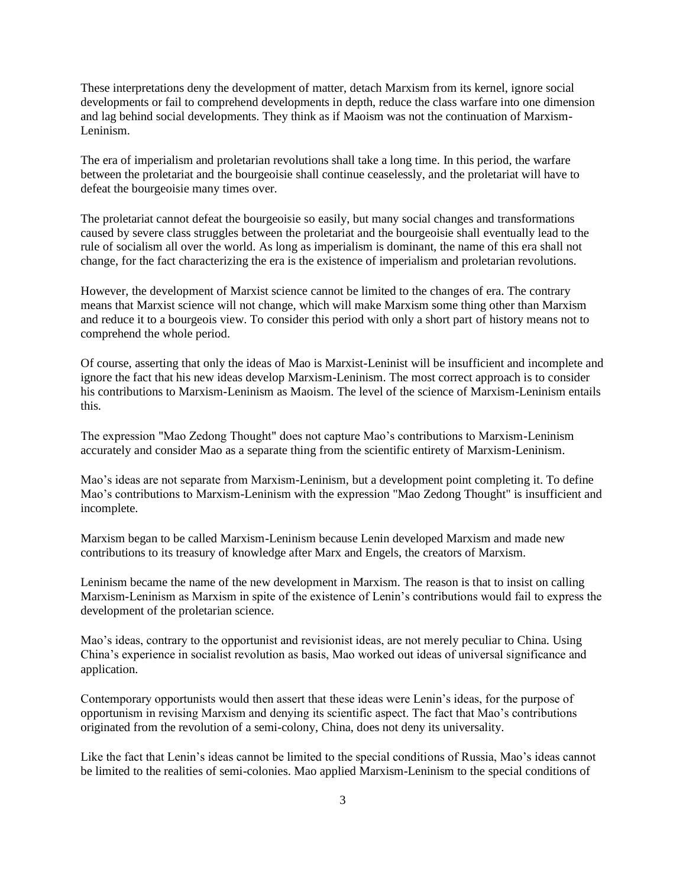These interpretations deny the development of matter, detach Marxism from its kernel, ignore social developments or fail to comprehend developments in depth, reduce the class warfare into one dimension and lag behind social developments. They think as if Maoism was not the continuation of Marxism-Leninism.

The era of imperialism and proletarian revolutions shall take a long time. In this period, the warfare between the proletariat and the bourgeoisie shall continue ceaselessly, and the proletariat will have to defeat the bourgeoisie many times over.

The proletariat cannot defeat the bourgeoisie so easily, but many social changes and transformations caused by severe class struggles between the proletariat and the bourgeoisie shall eventually lead to the rule of socialism all over the world. As long as imperialism is dominant, the name of this era shall not change, for the fact characterizing the era is the existence of imperialism and proletarian revolutions.

However, the development of Marxist science cannot be limited to the changes of era. The contrary means that Marxist science will not change, which will make Marxism some thing other than Marxism and reduce it to a bourgeois view. To consider this period with only a short part of history means not to comprehend the whole period.

Of course, asserting that only the ideas of Mao is Marxist-Leninist will be insufficient and incomplete and ignore the fact that his new ideas develop Marxism-Leninism. The most correct approach is to consider his contributions to Marxism-Leninism as Maoism. The level of the science of Marxism-Leninism entails this.

The expression "Mao Zedong Thought" does not capture Mao's contributions to Marxism-Leninism accurately and consider Mao as a separate thing from the scientific entirety of Marxism-Leninism.

Mao's ideas are not separate from Marxism-Leninism, but a development point completing it. To define Mao's contributions to Marxism-Leninism with the expression "Mao Zedong Thought" is insufficient and incomplete.

Marxism began to be called Marxism-Leninism because Lenin developed Marxism and made new contributions to its treasury of knowledge after Marx and Engels, the creators of Marxism.

Leninism became the name of the new development in Marxism. The reason is that to insist on calling Marxism-Leninism as Marxism in spite of the existence of Lenin's contributions would fail to express the development of the proletarian science.

Mao's ideas, contrary to the opportunist and revisionist ideas, are not merely peculiar to China. Using China's experience in socialist revolution as basis, Mao worked out ideas of universal significance and application.

Contemporary opportunists would then assert that these ideas were Lenin's ideas, for the purpose of opportunism in revising Marxism and denying its scientific aspect. The fact that Mao's contributions originated from the revolution of a semi-colony, China, does not deny its universality.

Like the fact that Lenin's ideas cannot be limited to the special conditions of Russia, Mao's ideas cannot be limited to the realities of semi-colonies. Mao applied Marxism-Leninism to the special conditions of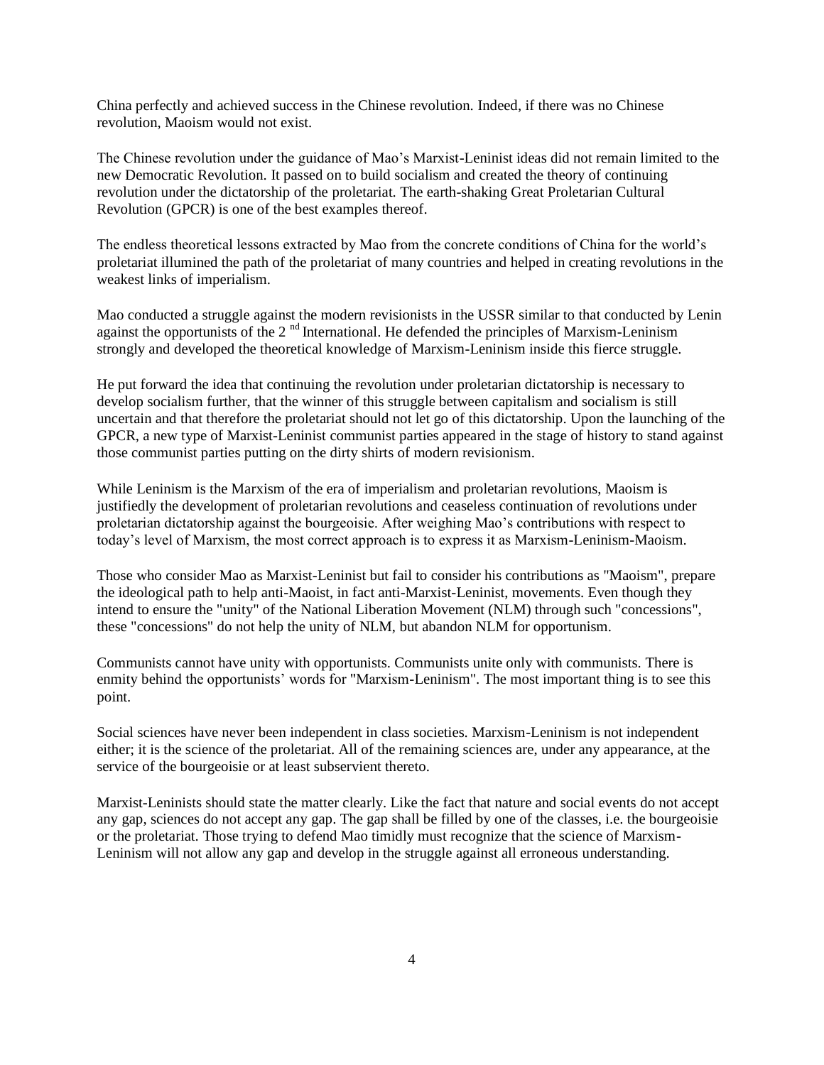China perfectly and achieved success in the Chinese revolution. Indeed, if there was no Chinese revolution, Maoism would not exist.

The Chinese revolution under the guidance of Mao's Marxist-Leninist ideas did not remain limited to the new Democratic Revolution. It passed on to build socialism and created the theory of continuing revolution under the dictatorship of the proletariat. The earth-shaking Great Proletarian Cultural Revolution (GPCR) is one of the best examples thereof.

The endless theoretical lessons extracted by Mao from the concrete conditions of China for the world's proletariat illumined the path of the proletariat of many countries and helped in creating revolutions in the weakest links of imperialism.

Mao conducted a struggle against the modern revisionists in the USSR similar to that conducted by Lenin against the opportunists of the 2[nd] International. He defended the principles of Marxism-Leninism strongly and developed the theoretical knowledge of Marxism-Leninism inside this fierce struggle.

He put forward the idea that continuing the revolution under proletarian dictatorship is necessary to develop socialism further, that the winner of this struggle between capitalism and socialism is still uncertain and that therefore the proletariat should not let go of this dictatorship. Upon the launching of the GPCR, a new type of Marxist-Leninist communist parties appeared in the stage of history to stand against those communist parties putting on the dirty shirts of modern revisionism.

While Leninism is the Marxism of the era of imperialism and proletarian revolutions, Maoism is justifiedly the development of proletarian revolutions and ceaseless continuation of revolutions under proletarian dictatorship against the bourgeoisie. After weighing Mao's contributions with respect to today's level of Marxism, the most correct approach is to express it as Marxism-Leninism-Maoism.

Those who consider Mao as Marxist-Leninist but fail to consider his contributions as "Maoism", prepare the ideological path to help anti-Maoist, in fact anti-Marxist-Leninist, movements. Even though they intend to ensure the "unity" of the National Liberation Movement (NLM) through such "concessions", these "concessions" do not help the unity of NLM, but abandon NLM for opportunism.

Communists cannot have unity with opportunists. Communists unite only with communists. There is enmity behind the opportunists' words for "Marxism-Leninism". The most important thing is to see this point.

Social sciences have never been independent in class societies. Marxism-Leninism is not independent either; it is the science of the proletariat. All of the remaining sciences are, under any appearance, at the service of the bourgeoisie or at least subservient thereto.

Marxist-Leninists should state the matter clearly. Like the fact that nature and social events do not accept any gap, sciences do not accept any gap. The gap shall be filled by one of the classes, i.e. the bourgeoisie or the proletariat. Those trying to defend Mao timidly must recognize that the science of Marxism-Leninism will not allow any gap and develop in the struggle against all erroneous understanding.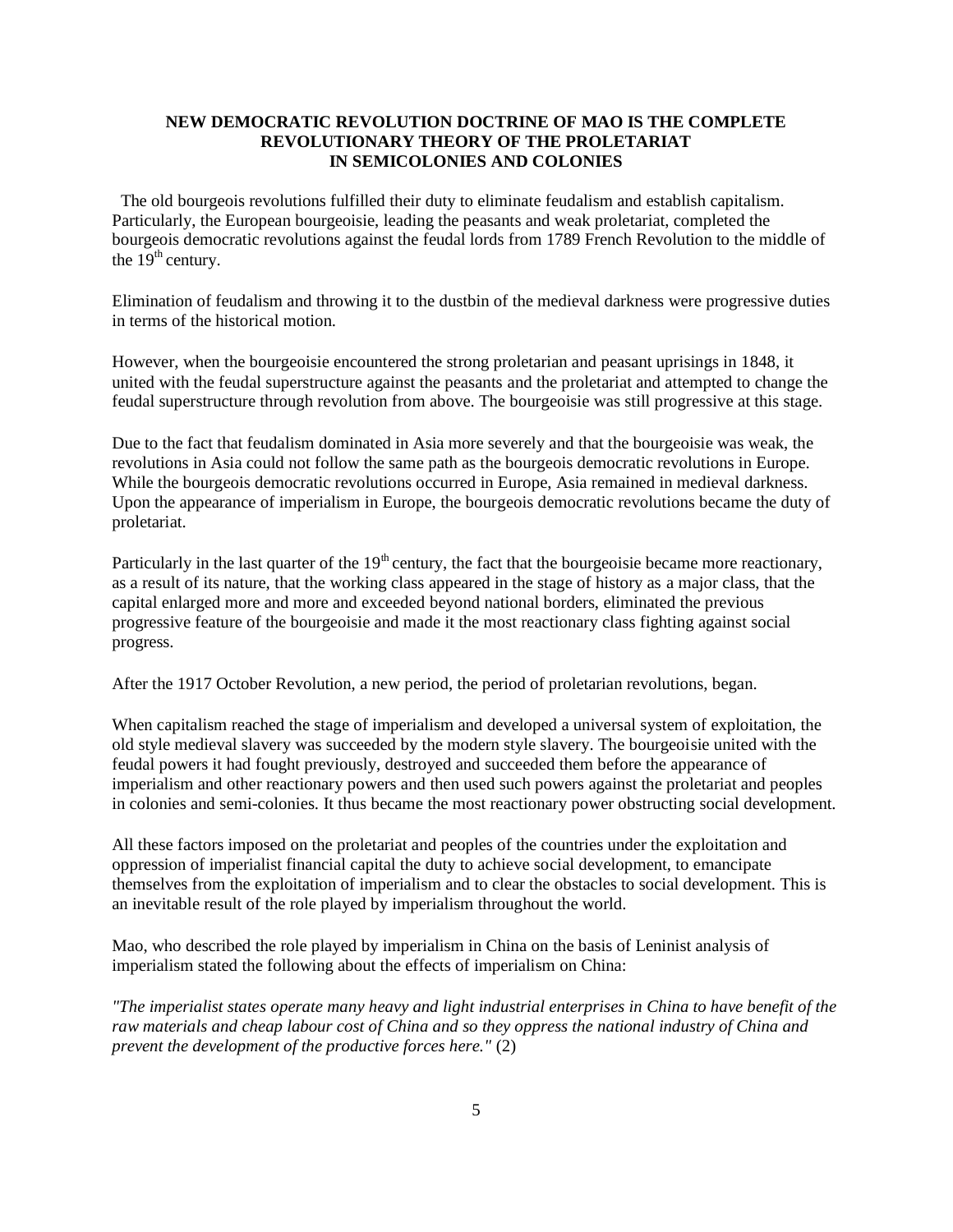## NEW DEMOCRATIC REVOLUTION DOCTRINE OF MAO IS THE COMPLETE REVOLUTIONARY THEORY OF THE PROLETARIAT IN SEMICOLONIES AND COLONIES

The old bourgeois revolutions fulfilled their duty to eliminate feudalism and establish capitalism. Particularly, the European bourgeoisie, leading the peasants and weak proletariat, completed the bourgeois democratic revolutions against the feudal lords from 1789 French Revolution to the middle of the 19th century.

Elimination of feudalism and throwing it to the dustbin of the medieval darkness were progressive duties in terms of the historical motion.

However, when the bourgeoisie encountered the strong proletarian and peasant uprisings in 1848, it united with the feudal superstructure against the peasants and the proletariat and attempted to change the feudal superstructure through revolution from above. The bourgeoisie was still progressive at this stage.

Due to the fact that feudalism dominated in Asia more severely and that the bourgeoisie was weak, the revolutions in Asia could not follow the same path as the bourgeois democratic revolutions in Europe. While the bourgeois democratic revolutions occurred in Europe, Asia remained in medieval darkness. Upon the appearance of imperialism in Europe, the bourgeois democratic revolutions became the duty of proletariat.

Particularly in the last quarter of the 19th century, the fact that the bourgeoisie became more reactionary, as a result of its nature, that the working class appeared in the stage of history as a major class, that the capital enlarged more and more and exceeded beyond national borders, eliminated the previous progressive feature of the bourgeoisie and made it the most reactionary class fighting against social progress.

After the 1917 October Revolution, a new period, the period of proletarian revolutions, began.

When capitalism reached the stage of imperialism and developed a universal system of exploitation, the old style medieval slavery was succeeded by the modern style slavery. The bourgeoisie united with the feudal powers it had fought previously, destroyed and succeeded them before the appearance of imperialism and other reactionary powers and then used such powers against the proletariat and peoples in colonies and semi-colonies. It thus became the most reactionary power obstructing social development.

All these factors imposed on the proletariat and peoples of the countries under the exploitation and oppression of imperialist financial capital the duty to achieve social development, to emancipate themselves from the exploitation of imperialism and to clear the obstacles to social development. This is an inevitable result of the role played by imperialism throughout the world.

Mao, who described the role played by imperialism in China on the basis of Leninist analysis of imperialism stated the following about the effects of imperialism on China:

*"The imperialist states operate many heavy and light industrial enterprises in China to have benefit of the raw materials and cheap labour cost of China and so they oppress the national industry of China and prevent the development of the productive forces here."* (2)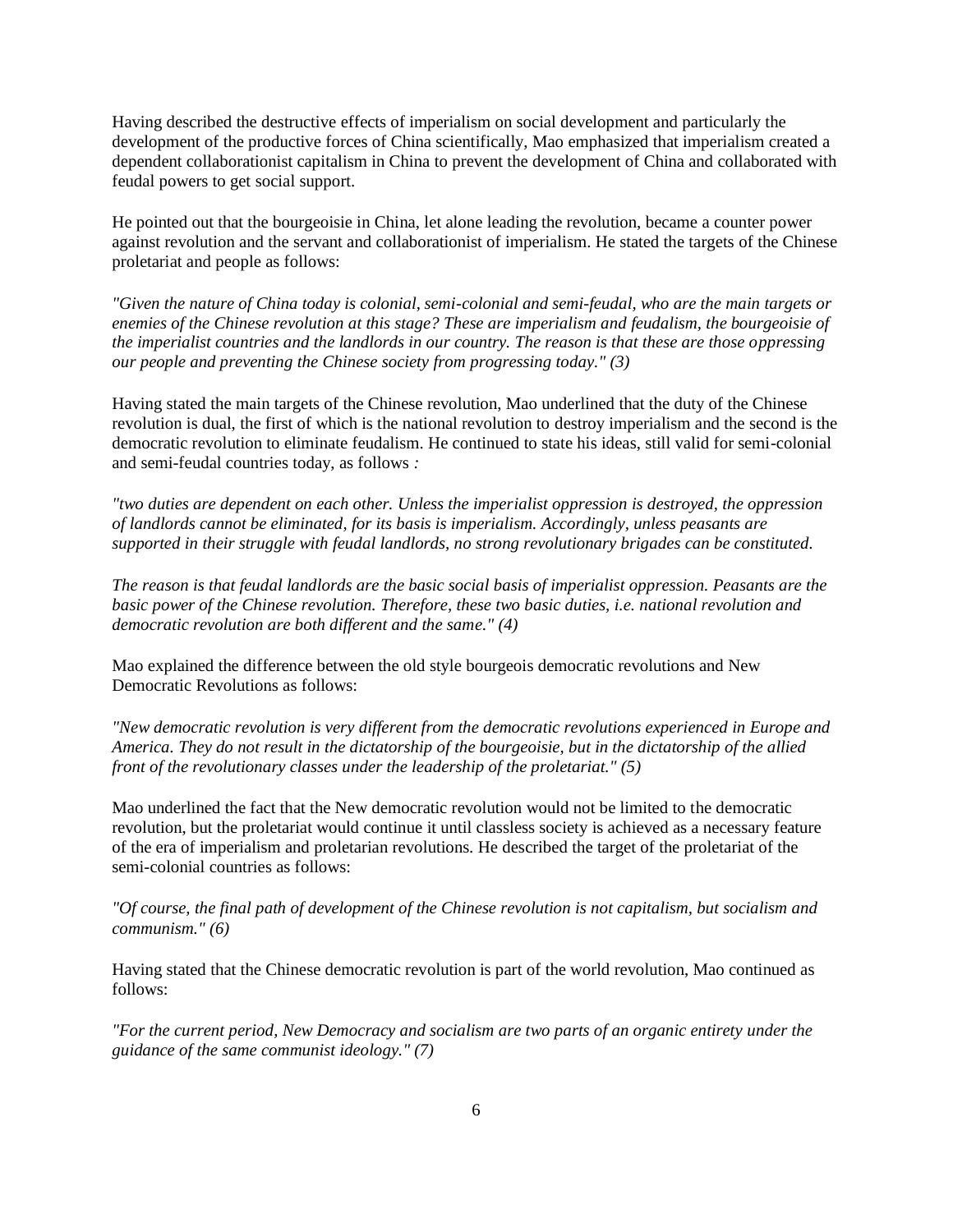Having described the destructive effects of imperialism on social development and particularly the development of the productive forces of China scientifically, Mao emphasized that imperialism created a dependent collaborationist capitalism in China to prevent the development of China and collaborated with feudal powers to get social support.

He pointed out that the bourgeoisie in China, let alone leading the revolution, became a counter power against revolution and the servant and collaborationist of imperialism. He stated the targets of the Chinese proletariat and people as follows:

*"Given the nature of China today is colonial, semi-colonial and semi-feudal, who are the main targets or enemies of the Chinese revolution at this stage? These are imperialism and feudalism, the bourgeoisie of the imperialist countries and the landlords in our country. The reason is that these are those oppressing our people and preventing the Chinese society from progressing today." (3)*

Having stated the main targets of the Chinese revolution, Mao underlined that the duty of the Chinese revolution is dual, the first of which is the national revolution to destroy imperialism and the second is the democratic revolution to eliminate feudalism. He continued to state his ideas, still valid for semi-colonial and semi-feudal countries today, as follows *:*

*"two duties are dependent on each other. Unless the imperialist oppression is destroyed, the oppression of landlords cannot be eliminated, for its basis is imperialism. Accordingly, unless peasants are supported in their struggle with feudal landlords, no strong revolutionary brigades can be constituted.*

*The reason is that feudal landlords are the basic social basis of imperialist oppression. Peasants are the basic power of the Chinese revolution. Therefore, these two basic duties, i.e. national revolution and democratic revolution are both different and the same." (4)*

Mao explained the difference between the old style bourgeois democratic revolutions and New Democratic Revolutions as follows:

*"New democratic revolution is very different from the democratic revolutions experienced in Europe and America. They do not result in the dictatorship of the bourgeoisie, but in the dictatorship of the allied front of the revolutionary classes under the leadership of the proletariat." (5)*

Mao underlined the fact that the New democratic revolution would not be limited to the democratic revolution, but the proletariat would continue it until classless society is achieved as a necessary feature of the era of imperialism and proletarian revolutions. He described the target of the proletariat of the semi-colonial countries as follows:

*"Of course, the final path of development of the Chinese revolution is not capitalism, but socialism and communism." (6)*

Having stated that the Chinese democratic revolution is part of the world revolution, Mao continued as follows:

*"For the current period, New Democracy and socialism are two parts of an organic entirety under the guidance of the same communist ideology." (7)*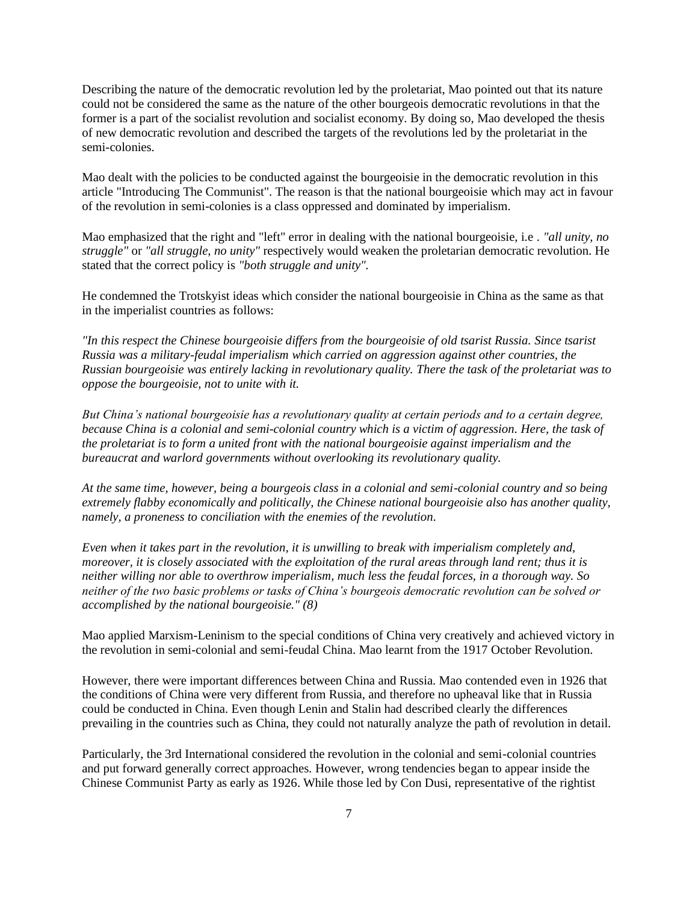Describing the nature of the democratic revolution led by the proletariat, Mao pointed out that its nature could not be considered the same as the nature of the other bourgeois democratic revolutions in that the former is a part of the socialist revolution and socialist economy. By doing so, Mao developed the thesis of new democratic revolution and described the targets of the revolutions led by the proletariat in the semi-colonies.

Mao dealt with the policies to be conducted against the bourgeoisie in the democratic revolution in this article "Introducing The Communist". The reason is that the national bourgeoisie which may act in favour of the revolution in semi-colonies is a class oppressed and dominated by imperialism.

Mao emphasized that the right and "left" error in dealing with the national bourgeoisie, i.e . *"all unity, no struggle"* or *"all struggle, no unity"* respectively would weaken the proletarian democratic revolution. He stated that the correct policy is *"both struggle and unity"*.

He condemned the Trotskyist ideas which consider the national bourgeoisie in China as the same as that in the imperialist countries as follows:

*"In this respect the Chinese bourgeoisie differs from the bourgeoisie of old tsarist Russia. Since tsarist Russia was a military-feudal imperialism which carried on aggression against other countries, the Russian bourgeoisie was entirely lacking in revolutionary quality. There the task of the proletariat was to oppose the bourgeoisie, not to unite with it.*

*But China's national bourgeoisie has a revolutionary quality at certain periods and to a certain degree, because China is a colonial and semi-colonial country which is a victim of aggression. Here, the task of the proletariat is to form a united front with the national bourgeoisie against imperialism and the bureaucrat and warlord governments without overlooking its revolutionary quality.*

*At the same time, however, being a bourgeois class in a colonial and semi-colonial country and so being extremely flabby economically and politically, the Chinese national bourgeoisie also has another quality, namely, a proneness to conciliation with the enemies of the revolution.*

*Even when it takes part in the revolution, it is unwilling to break with imperialism completely and, moreover, it is closely associated with the exploitation of the rural areas through land rent; thus it is neither willing nor able to overthrow imperialism, much less the feudal forces, in a thorough way. So neither of the two basic problems or tasks of China's bourgeois democratic revolution can be solved or accomplished by the national bourgeoisie." (8)*

Mao applied Marxism-Leninism to the special conditions of China very creatively and achieved victory in the revolution in semi-colonial and semi-feudal China. Mao learnt from the 1917 October Revolution.

However, there were important differences between China and Russia. Mao contended even in 1926 that the conditions of China were very different from Russia, and therefore no upheaval like that in Russia could be conducted in China. Even though Lenin and Stalin had described clearly the differences prevailing in the countries such as China, they could not naturally analyze the path of revolution in detail.

Particularly, the 3rd International considered the revolution in the colonial and semi-colonial countries and put forward generally correct approaches. However, wrong tendencies began to appear inside the Chinese Communist Party as early as 1926. While those led by Con Dusi, representative of the rightist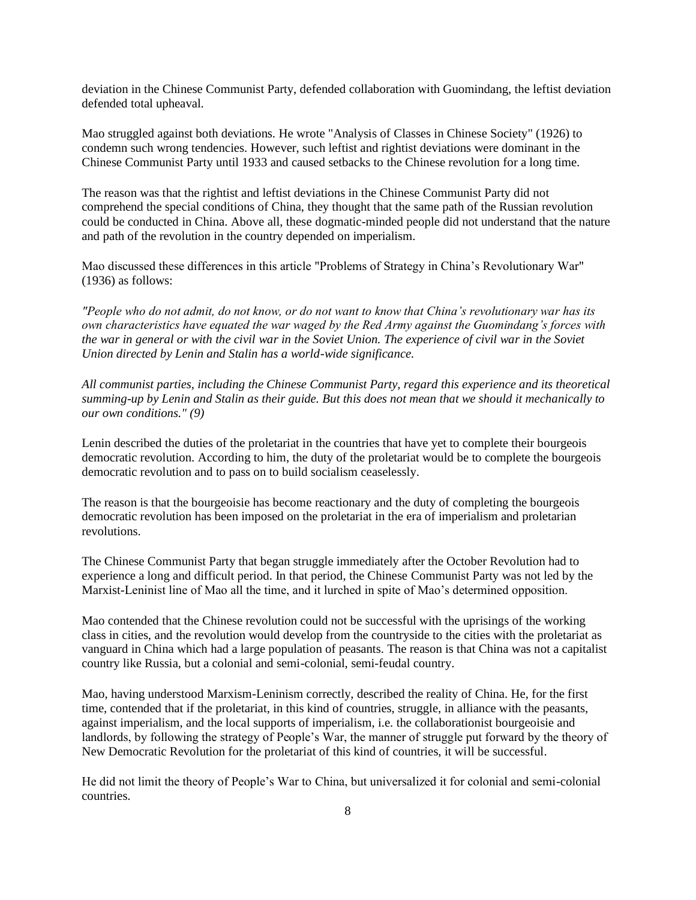deviation in the Chinese Communist Party, defended collaboration with Guomindang, the leftist deviation defended total upheaval.

Mao struggled against both deviations. He wrote "Analysis of Classes in Chinese Society" (1926) to condemn such wrong tendencies. However, such leftist and rightist deviations were dominant in the Chinese Communist Party until 1933 and caused setbacks to the Chinese revolution for a long time.

The reason was that the rightist and leftist deviations in the Chinese Communist Party did not comprehend the special conditions of China, they thought that the same path of the Russian revolution could be conducted in China. Above all, these dogmatic-minded people did not understand that the nature and path of the revolution in the country depended on imperialism.

Mao discussed these differences in this article "Problems of Strategy in China's Revolutionary War" (1936) as follows:

*"People who do not admit, do not know, or do not want to know that China's revolutionary war has its own characteristics have equated the war waged by the Red Army against the Guomindang's forces with the war in general or with the civil war in the Soviet Union. The experience of civil war in the Soviet Union directed by Lenin and Stalin has a world-wide significance.*

*All communist parties, including the Chinese Communist Party, regard this experience and its theoretical summing-up by Lenin and Stalin as their guide. But this does not mean that we should it mechanically to our own conditions." (9)*

Lenin described the duties of the proletariat in the countries that have yet to complete their bourgeois democratic revolution. According to him, the duty of the proletariat would be to complete the bourgeois democratic revolution and to pass on to build socialism ceaselessly.

The reason is that the bourgeoisie has become reactionary and the duty of completing the bourgeois democratic revolution has been imposed on the proletariat in the era of imperialism and proletarian revolutions.

The Chinese Communist Party that began struggle immediately after the October Revolution had to experience a long and difficult period. In that period, the Chinese Communist Party was not led by the Marxist-Leninist line of Mao all the time, and it lurched in spite of Mao's determined opposition.

Mao contended that the Chinese revolution could not be successful with the uprisings of the working class in cities, and the revolution would develop from the countryside to the cities with the proletariat as vanguard in China which had a large population of peasants. The reason is that China was not a capitalist country like Russia, but a colonial and semi-colonial, semi-feudal country.

Mao, having understood Marxism-Leninism correctly, described the reality of China. He, for the first time, contended that if the proletariat, in this kind of countries, struggle, in alliance with the peasants, against imperialism, and the local supports of imperialism, i.e. the collaborationist bourgeoisie and landlords, by following the strategy of People's War, the manner of struggle put forward by the theory of New Democratic Revolution for the proletariat of this kind of countries, it will be successful.

He did not limit the theory of People's War to China, but universalized it for colonial and semi-colonial countries.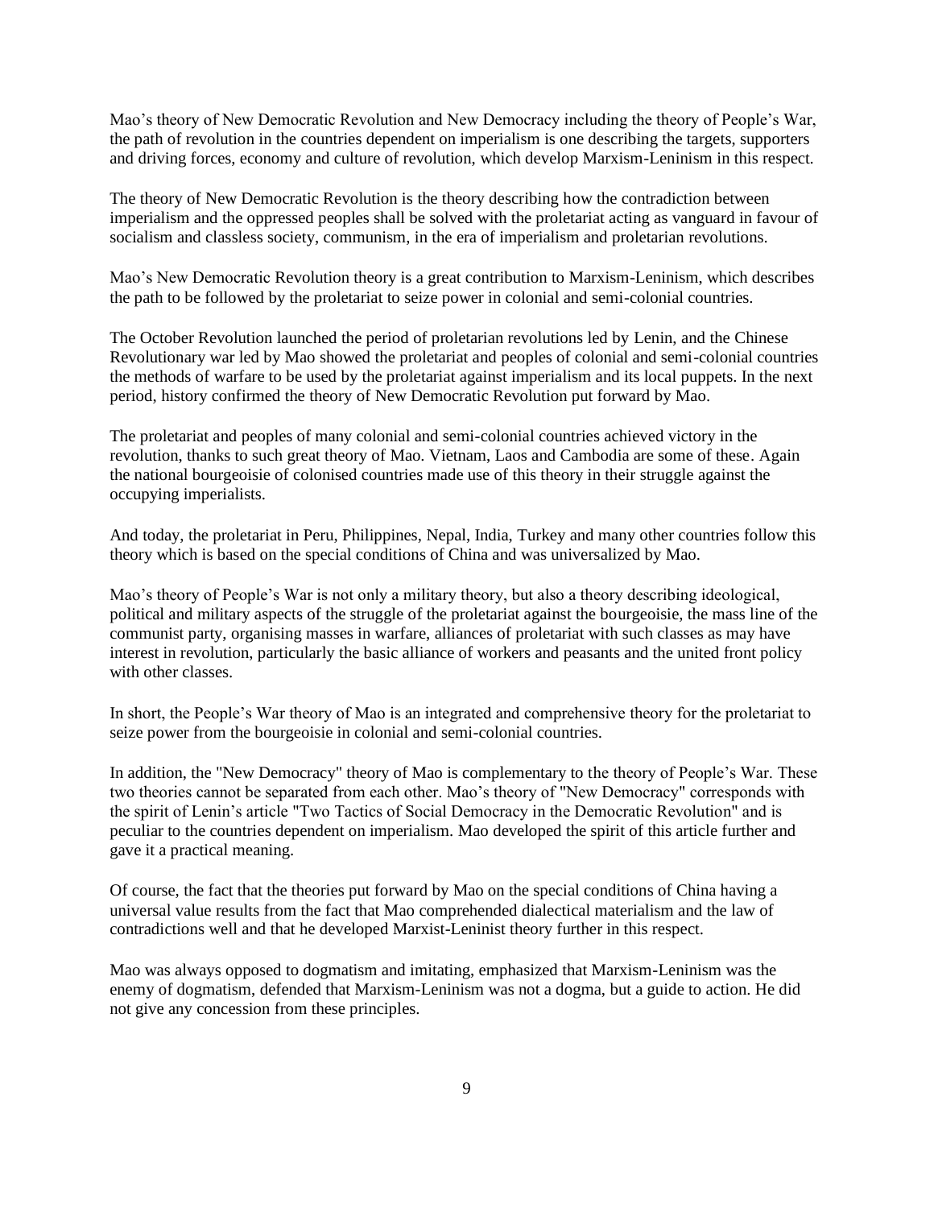Mao's theory of New Democratic Revolution and New Democracy including the theory of People's War, the path of revolution in the countries dependent on imperialism is one describing the targets, supporters and driving forces, economy and culture of revolution, which develop Marxism-Leninism in this respect.

The theory of New Democratic Revolution is the theory describing how the contradiction between imperialism and the oppressed peoples shall be solved with the proletariat acting as vanguard in favour of socialism and classless society, communism, in the era of imperialism and proletarian revolutions.

Mao's New Democratic Revolution theory is a great contribution to Marxism-Leninism, which describes the path to be followed by the proletariat to seize power in colonial and semi-colonial countries.

The October Revolution launched the period of proletarian revolutions led by Lenin, and the Chinese Revolutionary war led by Mao showed the proletariat and peoples of colonial and semi-colonial countries the methods of warfare to be used by the proletariat against imperialism and its local puppets. In the next period, history confirmed the theory of New Democratic Revolution put forward by Mao.

The proletariat and peoples of many colonial and semi-colonial countries achieved victory in the revolution, thanks to such great theory of Mao. Vietnam, Laos and Cambodia are some of these. Again the national bourgeoisie of colonised countries made use of this theory in their struggle against the occupying imperialists.

And today, the proletariat in Peru, Philippines, Nepal, India, Turkey and many other countries follow this theory which is based on the special conditions of China and was universalized by Mao.

Mao's theory of People's War is not only a military theory, but also a theory describing ideological, political and military aspects of the struggle of the proletariat against the bourgeoisie, the mass line of the communist party, organising masses in warfare, alliances of proletariat with such classes as may have interest in revolution, particularly the basic alliance of workers and peasants and the united front policy with other classes.

In short, the People's War theory of Mao is an integrated and comprehensive theory for the proletariat to seize power from the bourgeoisie in colonial and semi-colonial countries.

In addition, the "New Democracy" theory of Mao is complementary to the theory of People's War. These two theories cannot be separated from each other. Mao's theory of "New Democracy" corresponds with the spirit of Lenin's article "Two Tactics of Social Democracy in the Democratic Revolution" and is peculiar to the countries dependent on imperialism. Mao developed the spirit of this article further and gave it a practical meaning.

Of course, the fact that the theories put forward by Mao on the special conditions of China having a universal value results from the fact that Mao comprehended dialectical materialism and the law of contradictions well and that he developed Marxist-Leninist theory further in this respect.

Mao was always opposed to dogmatism and imitating, emphasized that Marxism-Leninism was the enemy of dogmatism, defended that Marxism-Leninism was not a dogma, but a guide to action. He did not give any concession from these principles.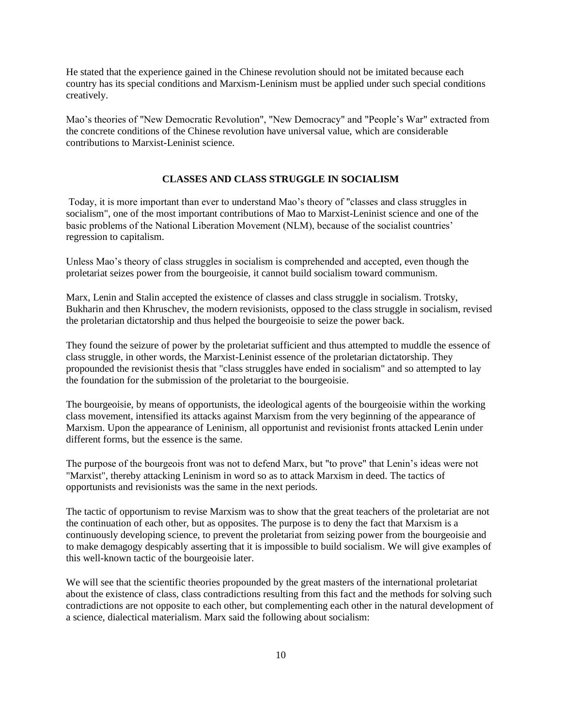He stated that the experience gained in the Chinese revolution should not be imitated because each country has its special conditions and Marxism-Leninism must be applied under such special conditions creatively.

Mao's theories of "New Democratic Revolution", "New Democracy" and "People's War" extracted from the concrete conditions of the Chinese revolution have universal value, which are considerable contributions to Marxist-Leninist science.

## CLASSES AND CLASS STRUGGLE IN SOCIALISM

Today, it is more important than ever to understand Mao's theory of "classes and class struggles in socialism", one of the most important contributions of Mao to Marxist-Leninist science and one of the basic problems of the National Liberation Movement (NLM), because of the socialist countries' regression to capitalism.

Unless Mao's theory of class struggles in socialism is comprehended and accepted, even though the proletariat seizes power from the bourgeoisie, it cannot build socialism toward communism.

Marx, Lenin and Stalin accepted the existence of classes and class struggle in socialism. Trotsky, Bukharin and then Khruschev, the modern revisionists, opposed to the class struggle in socialism, revised the proletarian dictatorship and thus helped the bourgeoisie to seize the power back.

They found the seizure of power by the proletariat sufficient and thus attempted to muddle the essence of class struggle, in other words, the Marxist-Leninist essence of the proletarian dictatorship. They propounded the revisionist thesis that "class struggles have ended in socialism" and so attempted to lay the foundation for the submission of the proletariat to the bourgeoisie.

The bourgeoisie, by means of opportunists, the ideological agents of the bourgeoisie within the working class movement, intensified its attacks against Marxism from the very beginning of the appearance of Marxism. Upon the appearance of Leninism, all opportunist and revisionist fronts attacked Lenin under different forms, but the essence is the same.

The purpose of the bourgeois front was not to defend Marx, but "to prove" that Lenin's ideas were not "Marxist", thereby attacking Leninism in word so as to attack Marxism in deed. The tactics of opportunists and revisionists was the same in the next periods.

The tactic of opportunism to revise Marxism was to show that the great teachers of the proletariat are not the continuation of each other, but as opposites. The purpose is to deny the fact that Marxism is a continuously developing science, to prevent the proletariat from seizing power from the bourgeoisie and to make demagogy despicably asserting that it is impossible to build socialism. We will give examples of this well-known tactic of the bourgeoisie later.

We will see that the scientific theories propounded by the great masters of the international proletariat about the existence of class, class contradictions resulting from this fact and the methods for solving such contradictions are not opposite to each other, but complementing each other in the natural development of a science, dialectical materialism. Marx said the following about socialism: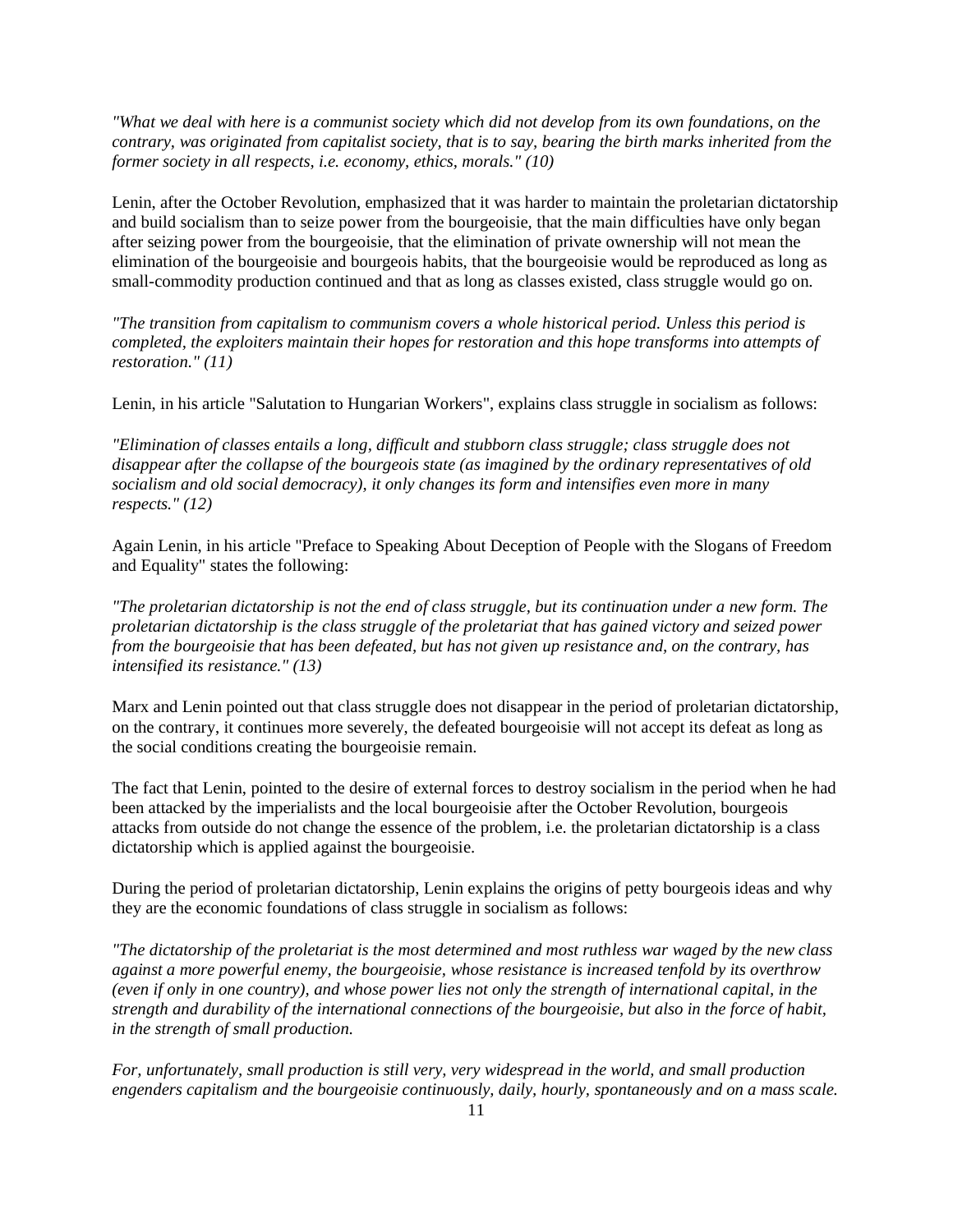*"What we deal with here is a communist society which did not develop from its own foundations, on the contrary, was originated from capitalist society, that is to say, bearing the birth marks inherited from the former society in all respects, i.e. economy, ethics, morals." (10)*

Lenin, after the October Revolution, emphasized that it was harder to maintain the proletarian dictatorship and build socialism than to seize power from the bourgeoisie, that the main difficulties have only began after seizing power from the bourgeoisie, that the elimination of private ownership will not mean the elimination of the bourgeoisie and bourgeois habits, that the bourgeoisie would be reproduced as long as small-commodity production continued and that as long as classes existed, class struggle would go on.

*"The transition from capitalism to communism covers a whole historical period. Unless this period is completed, the exploiters maintain their hopes for restoration and this hope transforms into attempts of restoration." (11)*

Lenin, in his article "Salutation to Hungarian Workers", explains class struggle in socialism as follows:

*"Elimination of classes entails a long, difficult and stubborn class struggle; class struggle does not disappear after the collapse of the bourgeois state (as imagined by the ordinary representatives of old socialism and old social democracy), it only changes its form and intensifies even more in many respects." (12)*

Again Lenin, in his article "Preface to Speaking About Deception of People with the Slogans of Freedom and Equality" states the following:

*"The proletarian dictatorship is not the end of class struggle, but its continuation under a new form. The proletarian dictatorship is the class struggle of the proletariat that has gained victory and seized power from the bourgeoisie that has been defeated, but has not given up resistance and, on the contrary, has intensified its resistance." (13)*

Marx and Lenin pointed out that class struggle does not disappear in the period of proletarian dictatorship, on the contrary, it continues more severely, the defeated bourgeoisie will not accept its defeat as long as the social conditions creating the bourgeoisie remain.

The fact that Lenin, pointed to the desire of external forces to destroy socialism in the period when he had been attacked by the imperialists and the local bourgeoisie after the October Revolution, bourgeois attacks from outside do not change the essence of the problem, i.e. the proletarian dictatorship is a class dictatorship which is applied against the bourgeoisie.

During the period of proletarian dictatorship, Lenin explains the origins of petty bourgeois ideas and why they are the economic foundations of class struggle in socialism as follows:

*"The dictatorship of the proletariat is the most determined and most ruthless war waged by the new class against a more powerful enemy, the bourgeoisie, whose resistance is increased tenfold by its overthrow (even if only in one country), and whose power lies not only the strength of international capital, in the strength and durability of the international connections of the bourgeoisie, but also in the force of habit, in the strength of small production.*

*For, unfortunately, small production is still very, very widespread in the world, and small production engenders capitalism and the bourgeoisie continuously, daily, hourly, spontaneously and on a mass scale.*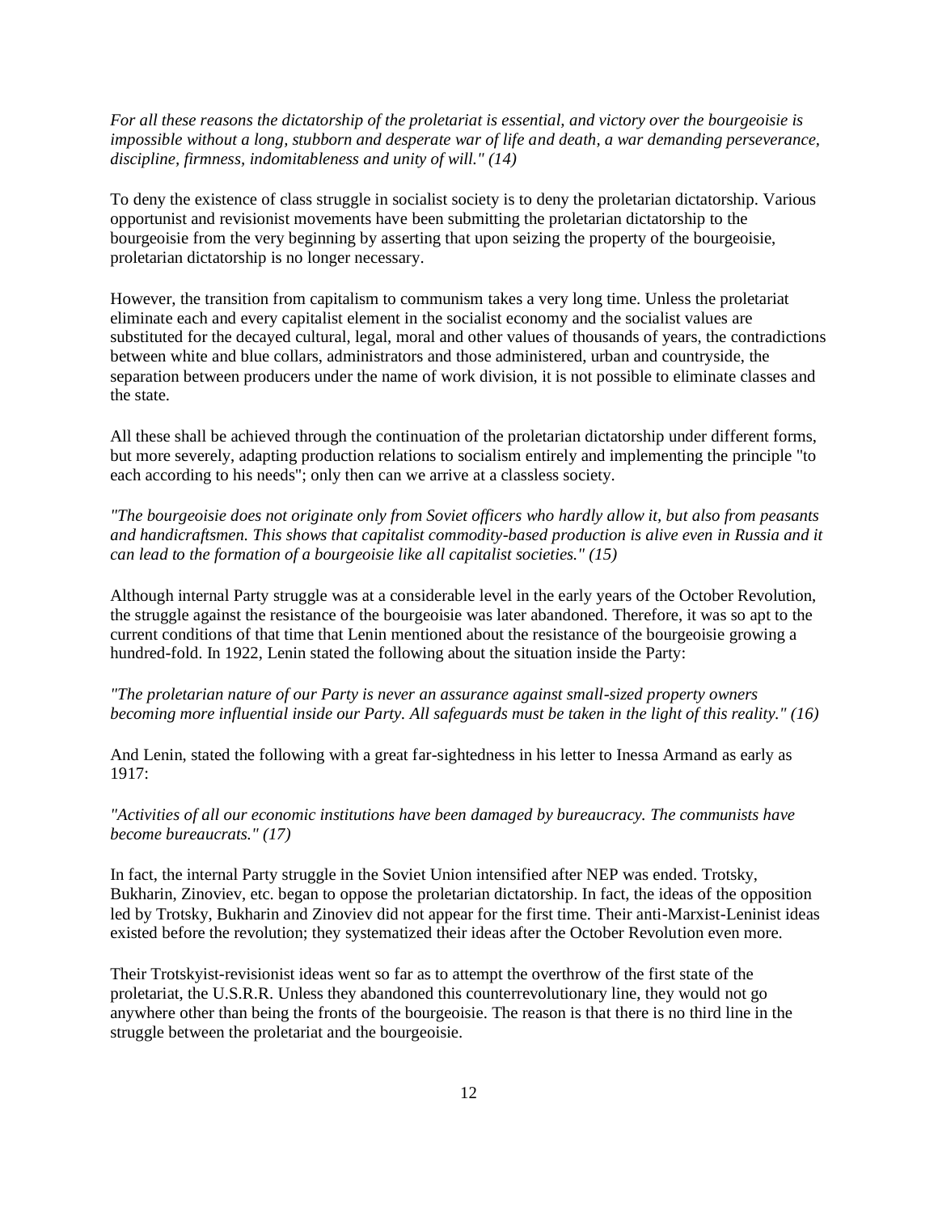*For all these reasons the dictatorship of the proletariat is essential, and victory over the bourgeoisie is impossible without a long, stubborn and desperate war of life and death, a war demanding perseverance, discipline, firmness, indomitableness and unity of will." (14)*

To deny the existence of class struggle in socialist society is to deny the proletarian dictatorship. Various opportunist and revisionist movements have been submitting the proletarian dictatorship to the bourgeoisie from the very beginning by asserting that upon seizing the property of the bourgeoisie, proletarian dictatorship is no longer necessary.

However, the transition from capitalism to communism takes a very long time. Unless the proletariat eliminate each and every capitalist element in the socialist economy and the socialist values are substituted for the decayed cultural, legal, moral and other values of thousands of years, the contradictions between white and blue collars, administrators and those administered, urban and countryside, the separation between producers under the name of work division, it is not possible to eliminate classes and the state.

All these shall be achieved through the continuation of the proletarian dictatorship under different forms, but more severely, adapting production relations to socialism entirely and implementing the principle "to each according to his needs"; only then can we arrive at a classless society.

*"The bourgeoisie does not originate only from Soviet officers who hardly allow it, but also from peasants and handicraftsmen. This shows that capitalist commodity-based production is alive even in Russia and it can lead to the formation of a bourgeoisie like all capitalist societies." (15)*

Although internal Party struggle was at a considerable level in the early years of the October Revolution, the struggle against the resistance of the bourgeoisie was later abandoned. Therefore, it was so apt to the current conditions of that time that Lenin mentioned about the resistance of the bourgeoisie growing a hundred-fold. In 1922, Lenin stated the following about the situation inside the Party:

*"The proletarian nature of our Party is never an assurance against small-sized property owners becoming more influential inside our Party. All safeguards must be taken in the light of this reality." (16)*

And Lenin, stated the following with a great far-sightedness in his letter to Inessa Armand as early as 1917:

*"Activities of all our economic institutions have been damaged by bureaucracy. The communists have become bureaucrats." (17)*

In fact, the internal Party struggle in the Soviet Union intensified after NEP was ended. Trotsky, Bukharin, Zinoviev, etc. began to oppose the proletarian dictatorship. In fact, the ideas of the opposition led by Trotsky, Bukharin and Zinoviev did not appear for the first time. Their anti-Marxist-Leninist ideas existed before the revolution; they systematized their ideas after the October Revolution even more.

Their Trotskyist-revisionist ideas went so far as to attempt the overthrow of the first state of the proletariat, the U.S.R.R. Unless they abandoned this counterrevolutionary line, they would not go anywhere other than being the fronts of the bourgeoisie. The reason is that there is no third line in the struggle between the proletariat and the bourgeoisie.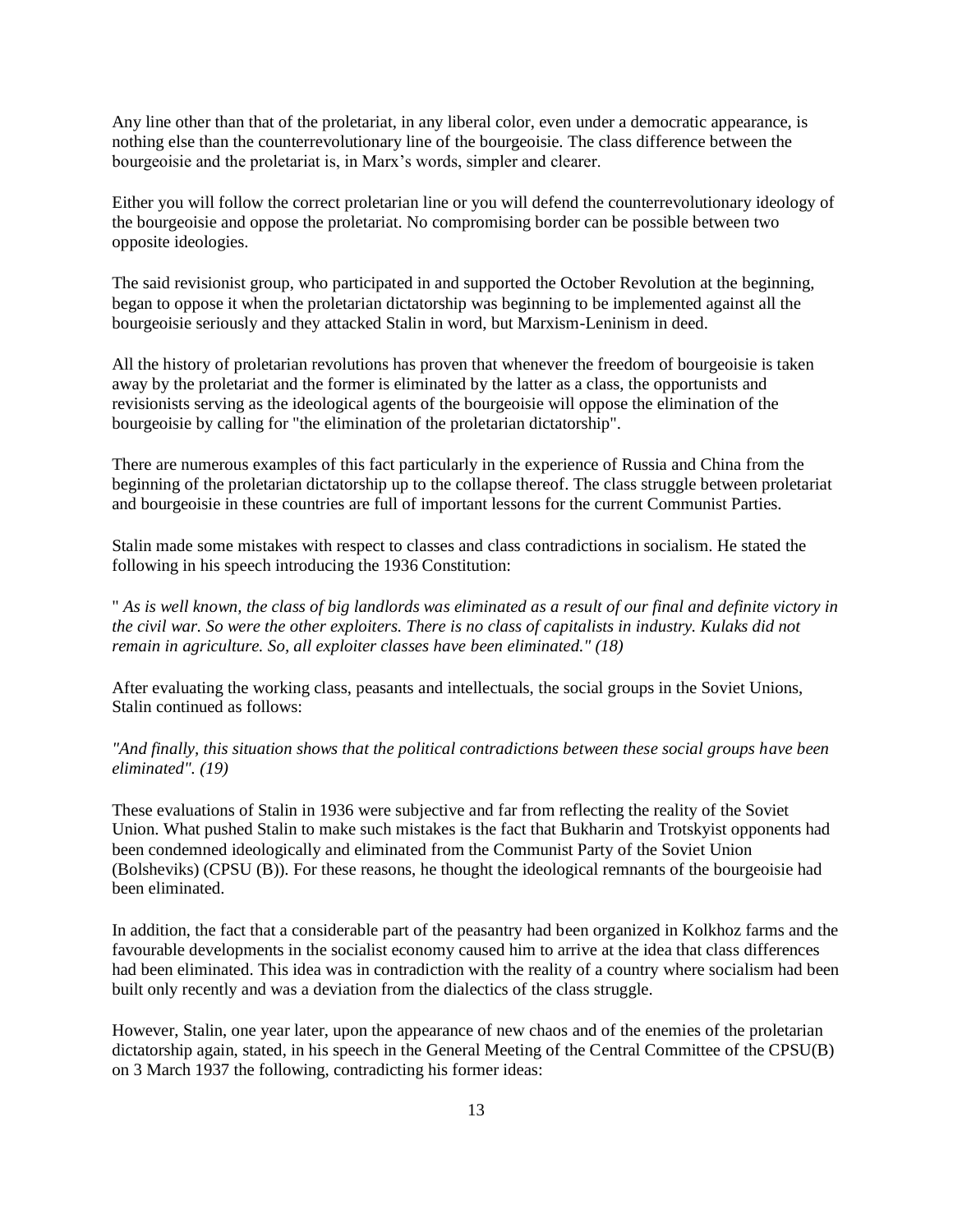Any line other than that of the proletariat, in any liberal color, even under a democratic appearance, is nothing else than the counterrevolutionary line of the bourgeoisie. The class difference between the bourgeoisie and the proletariat is, in Marx's words, simpler and clearer.

Either you will follow the correct proletarian line or you will defend the counterrevolutionary ideology of the bourgeoisie and oppose the proletariat. No compromising border can be possible between two opposite ideologies.

The said revisionist group, who participated in and supported the October Revolution at the beginning, began to oppose it when the proletarian dictatorship was beginning to be implemented against all the bourgeoisie seriously and they attacked Stalin in word, but Marxism-Leninism in deed.

All the history of proletarian revolutions has proven that whenever the freedom of bourgeoisie is taken away by the proletariat and the former is eliminated by the latter as a class, the opportunists and revisionists serving as the ideological agents of the bourgeoisie will oppose the elimination of the bourgeoisie by calling for "the elimination of the proletarian dictatorship".

There are numerous examples of this fact particularly in the experience of Russia and China from the beginning of the proletarian dictatorship up to the collapse thereof. The class struggle between proletariat and bourgeoisie in these countries are full of important lessons for the current Communist Parties.

Stalin made some mistakes with respect to classes and class contradictions in socialism. He stated the following in his speech introducing the 1936 Constitution:

" *As is well known, the class of big landlords was eliminated as a result of our final and definite victory in the civil war. So were the other exploiters. There is no class of capitalists in industry. Kulaks did not remain in agriculture. So, all exploiter classes have been eliminated." (18)*

After evaluating the working class, peasants and intellectuals, the social groups in the Soviet Unions, Stalin continued as follows:

*"And finally, this situation shows that the political contradictions between these social groups have been eliminated". (19)*

These evaluations of Stalin in 1936 were subjective and far from reflecting the reality of the Soviet Union. What pushed Stalin to make such mistakes is the fact that Bukharin and Trotskyist opponents had been condemned ideologically and eliminated from the Communist Party of the Soviet Union (Bolsheviks) (CPSU (B)). For these reasons, he thought the ideological remnants of the bourgeoisie had been eliminated.

In addition, the fact that a considerable part of the peasantry had been organized in Kolkhoz farms and the favourable developments in the socialist economy caused him to arrive at the idea that class differences had been eliminated. This idea was in contradiction with the reality of a country where socialism had been built only recently and was a deviation from the dialectics of the class struggle.

However, Stalin, one year later, upon the appearance of new chaos and of the enemies of the proletarian dictatorship again, stated, in his speech in the General Meeting of the Central Committee of the CPSU(B) on 3 March 1937 the following, contradicting his former ideas: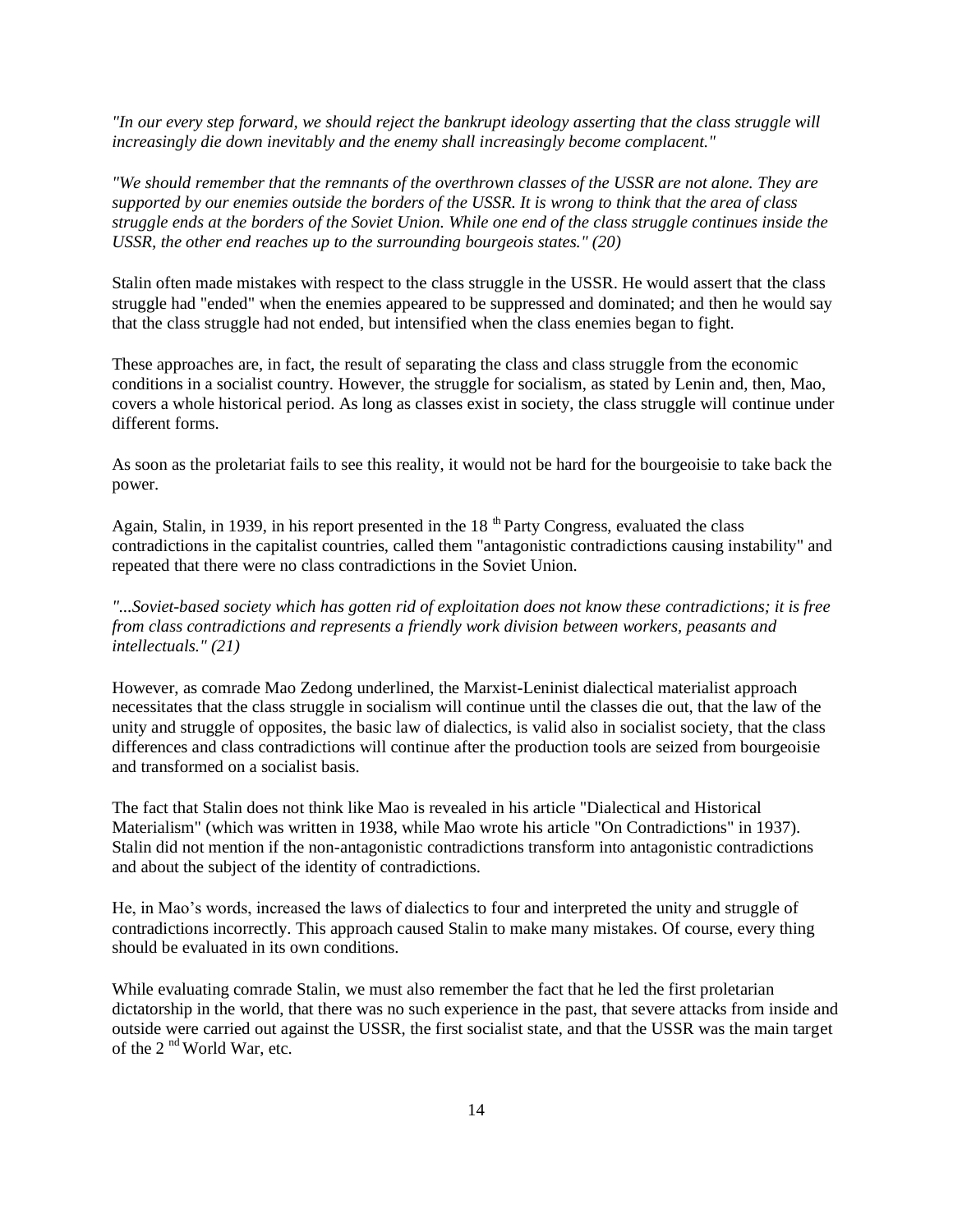*"In our every step forward, we should reject the bankrupt ideology asserting that the class struggle will increasingly die down inevitably and the enemy shall increasingly become complacent."*

*"We should remember that the remnants of the overthrown classes of the USSR are not alone. They are supported by our enemies outside the borders of the USSR. It is wrong to think that the area of class struggle ends at the borders of the Soviet Union. While one end of the class struggle continues inside the USSR, the other end reaches up to the surrounding bourgeois states." (20)*

Stalin often made mistakes with respect to the class struggle in the USSR. He would assert that the class struggle had "ended" when the enemies appeared to be suppressed and dominated; and then he would say that the class struggle had not ended, but intensified when the class enemies began to fight.

These approaches are, in fact, the result of separating the class and class struggle from the economic conditions in a socialist country. However, the struggle for socialism, as stated by Lenin and, then, Mao, covers a whole historical period. As long as classes exist in society, the class struggle will continue under different forms.

As soon as the proletariat fails to see this reality, it would not be hard for the bourgeoisie to take back the power.

Again, Stalin, in 1939, in his report presented in the 18th Party Congress, evaluated the class contradictions in the capitalist countries, called them "antagonistic contradictions causing instability" and repeated that there were no class contradictions in the Soviet Union.

*"...Soviet-based society which has gotten rid of exploitation does not know these contradictions; it is free from class contradictions and represents a friendly work division between workers, peasants and intellectuals." (21)*

However, as comrade Mao Zedong underlined, the Marxist-Leninist dialectical materialist approach necessitates that the class struggle in socialism will continue until the classes die out, that the law of the unity and struggle of opposites, the basic law of dialectics, is valid also in socialist society, that the class differences and class contradictions will continue after the production tools are seized from bourgeoisie and transformed on a socialist basis.

The fact that Stalin does not think like Mao is revealed in his article "Dialectical and Historical Materialism" (which was written in 1938, while Mao wrote his article "On Contradictions" in 1937). Stalin did not mention if the non-antagonistic contradictions transform into antagonistic contradictions and about the subject of the identity of contradictions.

He, in Mao's words, increased the laws of dialectics to four and interpreted the unity and struggle of contradictions incorrectly. This approach caused Stalin to make many mistakes. Of course, every thing should be evaluated in its own conditions.

While evaluating comrade Stalin, we must also remember the fact that he led the first proletarian dictatorship in the world, that there was no such experience in the past, that severe attacks from inside and outside were carried out against the USSR, the first socialist state, and that the USSR was the main target of the 2nd World War, etc.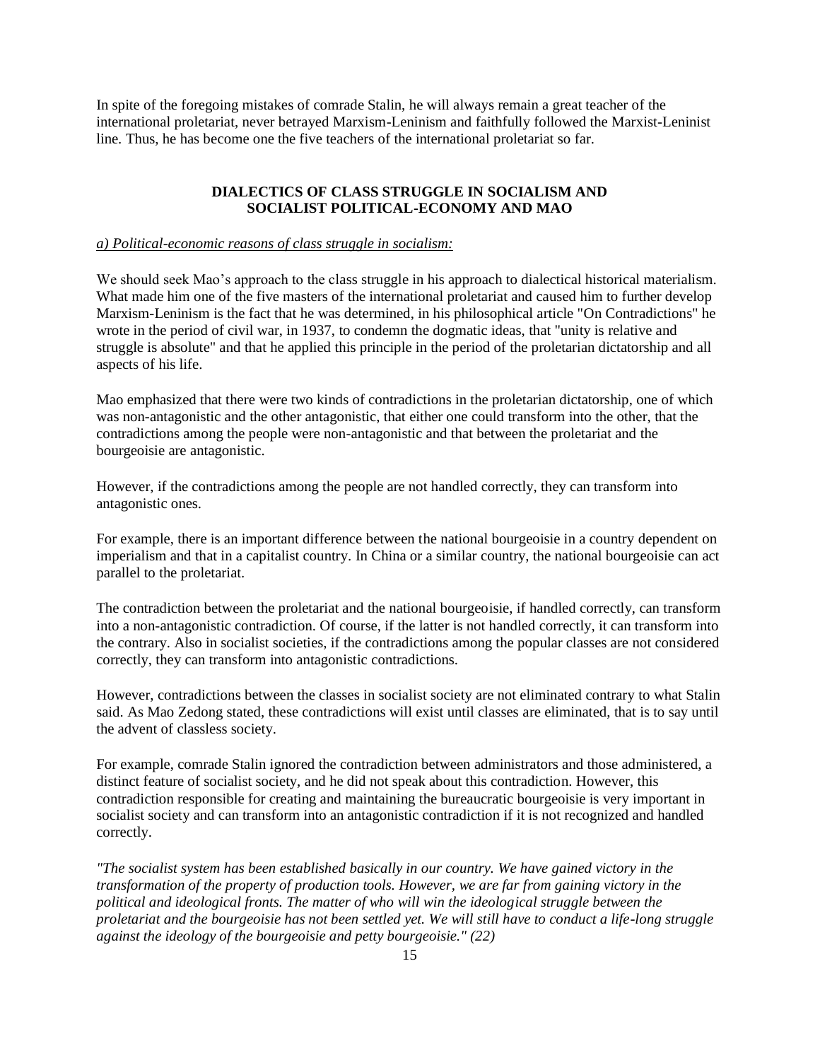In spite of the foregoing mistakes of comrade Stalin, he will always remain a great teacher of the international proletariat, never betrayed Marxism-Leninism and faithfully followed the Marxist-Leninist line. Thus, he has become one the five teachers of the international proletariat so far.

## DIALECTICS OF CLASS STRUGGLE IN SOCIALISM AND SOCIALIST POLITICAL-ECONOMY AND MAO

*a) Political-economic reasons of class struggle in socialism:*

We should seek Mao's approach to the class struggle in his approach to dialectical historical materialism. What made him one of the five masters of the international proletariat and caused him to further develop Marxism-Leninism is the fact that he was determined, in his philosophical article "On Contradictions" he wrote in the period of civil war, in 1937, to condemn the dogmatic ideas, that "unity is relative and struggle is absolute" and that he applied this principle in the period of the proletarian dictatorship and all aspects of his life.

Mao emphasized that there were two kinds of contradictions in the proletarian dictatorship, one of which was non-antagonistic and the other antagonistic, that either one could transform into the other, that the contradictions among the people were non-antagonistic and that between the proletariat and the bourgeoisie are antagonistic.

However, if the contradictions among the people are not handled correctly, they can transform into antagonistic ones.

For example, there is an important difference between the national bourgeoisie in a country dependent on imperialism and that in a capitalist country. In China or a similar country, the national bourgeoisie can act parallel to the proletariat.

The contradiction between the proletariat and the national bourgeoisie, if handled correctly, can transform into a non-antagonistic contradiction. Of course, if the latter is not handled correctly, it can transform into the contrary. Also in socialist societies, if the contradictions among the popular classes are not considered correctly, they can transform into antagonistic contradictions.

However, contradictions between the classes in socialist society are not eliminated contrary to what Stalin said. As Mao Zedong stated, these contradictions will exist until classes are eliminated, that is to say until the advent of classless society.

For example, comrade Stalin ignored the contradiction between administrators and those administered, a distinct feature of socialist society, and he did not speak about this contradiction. However, this contradiction responsible for creating and maintaining the bureaucratic bourgeoisie is very important in socialist society and can transform into an antagonistic contradiction if it is not recognized and handled correctly.

*"The socialist system has been established basically in our country. We have gained victory in the transformation of the property of production tools. However, we are far from gaining victory in the political and ideological fronts. The matter of who will win the ideological struggle between the proletariat and the bourgeoisie has not been settled yet. We will still have to conduct a life-long struggle against the ideology of the bourgeoisie and petty bourgeoisie." (22)*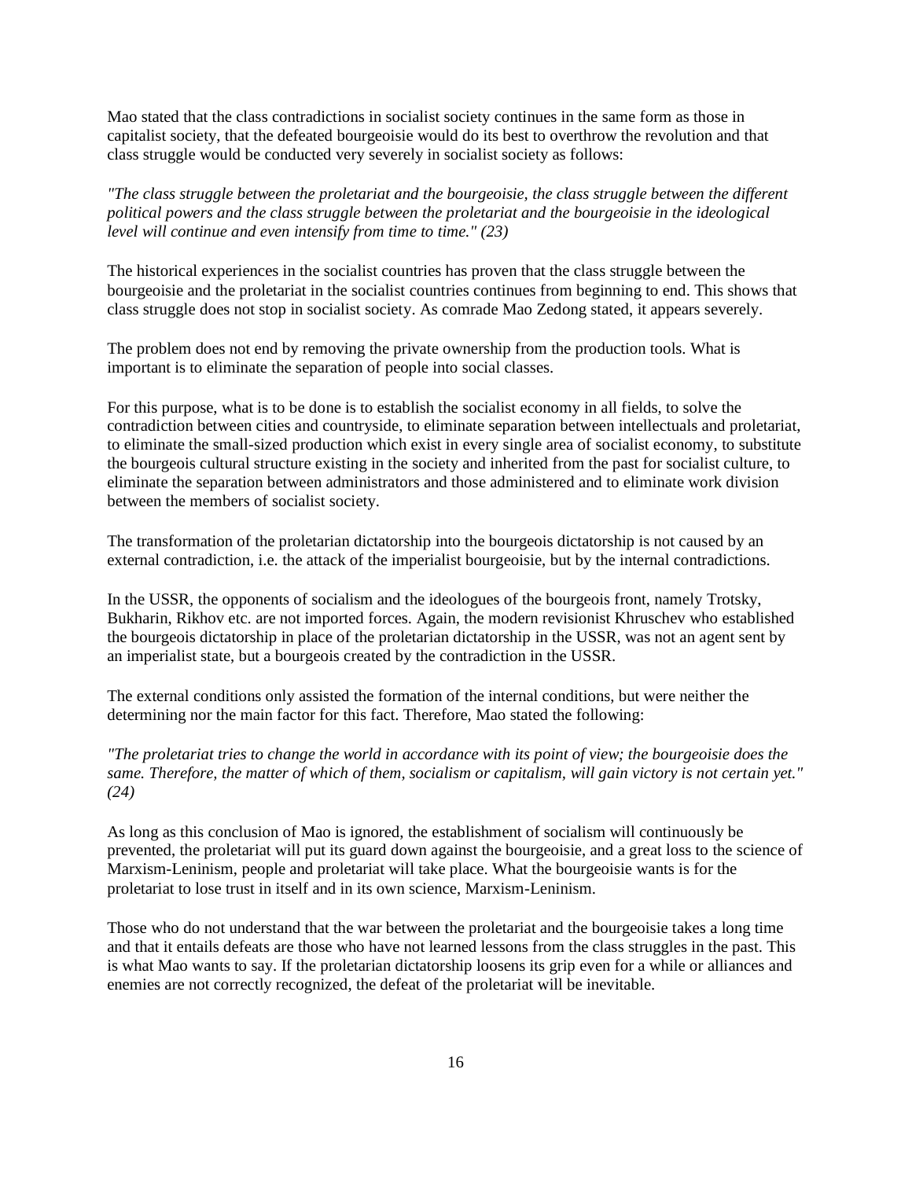Mao stated that the class contradictions in socialist society continues in the same form as those in capitalist society, that the defeated bourgeoisie would do its best to overthrow the revolution and that class struggle would be conducted very severely in socialist society as follows:

*"The class struggle between the proletariat and the bourgeoisie, the class struggle between the different political powers and the class struggle between the proletariat and the bourgeoisie in the ideological level will continue and even intensify from time to time." (23)*

The historical experiences in the socialist countries has proven that the class struggle between the bourgeoisie and the proletariat in the socialist countries continues from beginning to end. This shows that class struggle does not stop in socialist society. As comrade Mao Zedong stated, it appears severely.

The problem does not end by removing the private ownership from the production tools. What is important is to eliminate the separation of people into social classes.

For this purpose, what is to be done is to establish the socialist economy in all fields, to solve the contradiction between cities and countryside, to eliminate separation between intellectuals and proletariat, to eliminate the small-sized production which exist in every single area of socialist economy, to substitute the bourgeois cultural structure existing in the society and inherited from the past for socialist culture, to eliminate the separation between administrators and those administered and to eliminate work division between the members of socialist society.

The transformation of the proletarian dictatorship into the bourgeois dictatorship is not caused by an external contradiction, i.e. the attack of the imperialist bourgeoisie, but by the internal contradictions.

In the USSR, the opponents of socialism and the ideologues of the bourgeois front, namely Trotsky, Bukharin, Rikhov etc. are not imported forces. Again, the modern revisionist Khruschev who established the bourgeois dictatorship in place of the proletarian dictatorship in the USSR, was not an agent sent by an imperialist state, but a bourgeois created by the contradiction in the USSR.

The external conditions only assisted the formation of the internal conditions, but were neither the determining nor the main factor for this fact. Therefore, Mao stated the following:

*"The proletariat tries to change the world in accordance with its point of view; the bourgeoisie does the same. Therefore, the matter of which of them, socialism or capitalism, will gain victory is not certain yet." (24)*

As long as this conclusion of Mao is ignored, the establishment of socialism will continuously be prevented, the proletariat will put its guard down against the bourgeoisie, and a great loss to the science of Marxism-Leninism, people and proletariat will take place. What the bourgeoisie wants is for the proletariat to lose trust in itself and in its own science, Marxism-Leninism.

Those who do not understand that the war between the proletariat and the bourgeoisie takes a long time and that it entails defeats are those who have not learned lessons from the class struggles in the past. This is what Mao wants to say. If the proletarian dictatorship loosens its grip even for a while or alliances and enemies are not correctly recognized, the defeat of the proletariat will be inevitable.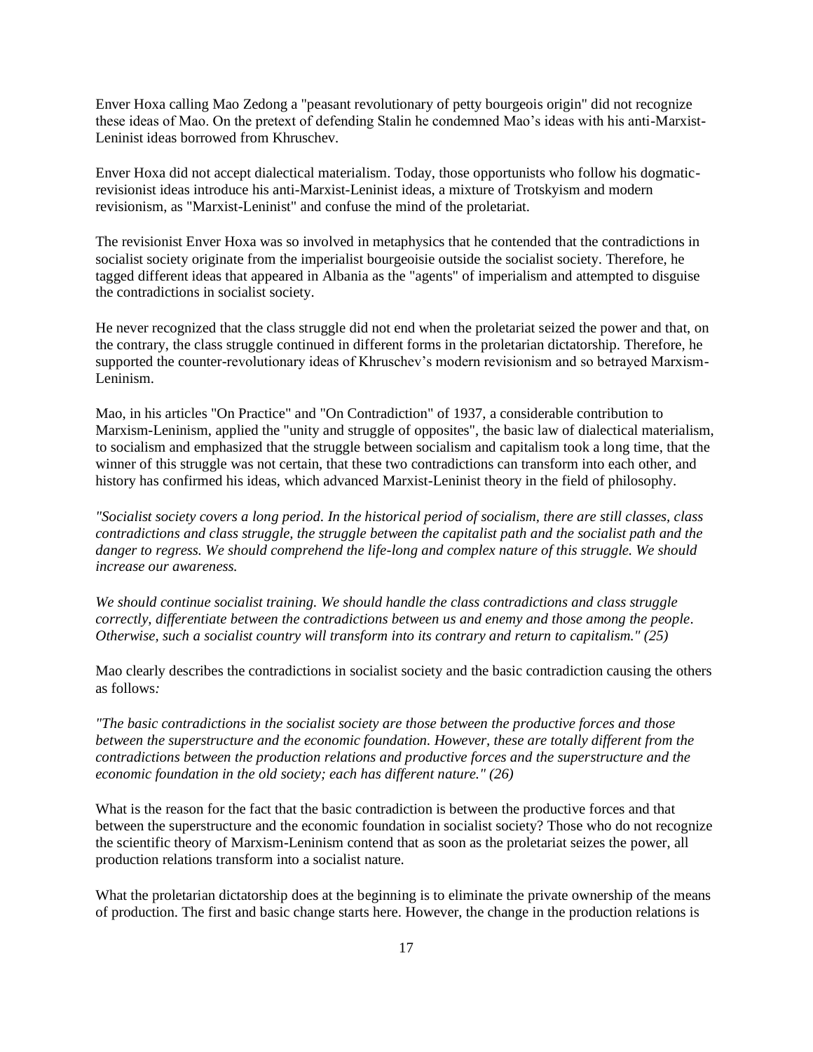Enver Hoxa calling Mao Zedong a "peasant revolutionary of petty bourgeois origin" did not recognize these ideas of Mao. On the pretext of defending Stalin he condemned Mao's ideas with his anti-Marxist-Leninist ideas borrowed from Khruschev.

Enver Hoxa did not accept dialectical materialism. Today, those opportunists who follow his dogmatic-revisionist ideas introduce his anti-Marxist-Leninist ideas, a mixture of Trotskyism and modern revisionism, as "Marxist-Leninist" and confuse the mind of the proletariat.

The revisionist Enver Hoxa was so involved in metaphysics that he contended that the contradictions in socialist society originate from the imperialist bourgeoisie outside the socialist society. Therefore, he tagged different ideas that appeared in Albania as the "agents" of imperialism and attempted to disguise the contradictions in socialist society.

He never recognized that the class struggle did not end when the proletariat seized the power and that, on the contrary, the class struggle continued in different forms in the proletarian dictatorship. Therefore, he supported the counter-revolutionary ideas of Khruschev's modern revisionism and so betrayed Marxism-Leninism.

Mao, in his articles "On Practice" and "On Contradiction" of 1937, a considerable contribution to Marxism-Leninism, applied the "unity and struggle of opposites", the basic law of dialectical materialism, to socialism and emphasized that the struggle between socialism and capitalism took a long time, that the winner of this struggle was not certain, that these two contradictions can transform into each other, and history has confirmed his ideas, which advanced Marxist-Leninist theory in the field of philosophy.

*"Socialist society covers a long period. In the historical period of socialism, there are still classes, class contradictions and class struggle, the struggle between the capitalist path and the socialist path and the danger to regress. We should comprehend the life-long and complex nature of this struggle. We should increase our awareness.*

*We should continue socialist training. We should handle the class contradictions and class struggle correctly, differentiate between the contradictions between us and enemy and those among the people. Otherwise, such a socialist country will transform into its contrary and return to capitalism." (25)*

Mao clearly describes the contradictions in socialist society and the basic contradiction causing the others as follows:

*"The basic contradictions in the socialist society are those between the productive forces and those between the superstructure and the economic foundation. However, these are totally different from the contradictions between the production relations and productive forces and the superstructure and the economic foundation in the old society; each has different nature." (26)*

What is the reason for the fact that the basic contradiction is between the productive forces and that between the superstructure and the economic foundation in socialist society? Those who do not recognize the scientific theory of Marxism-Leninism contend that as soon as the proletariat seizes the power, all production relations transform into a socialist nature.

What the proletarian dictatorship does at the beginning is to eliminate the private ownership of the means of production. The first and basic change starts here. However, the change in the production relations is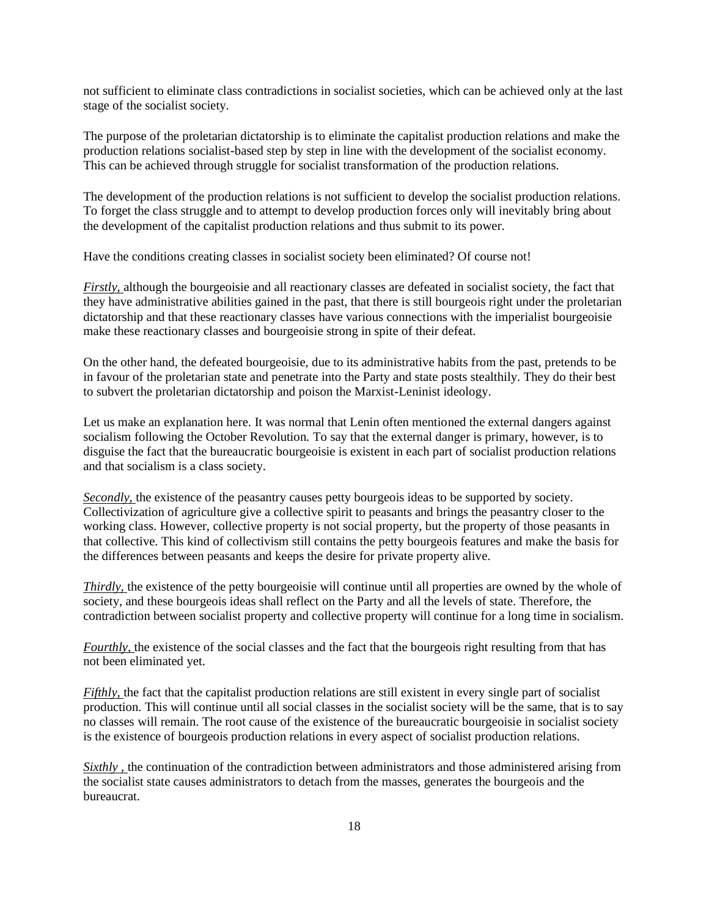not sufficient to eliminate class contradictions in socialist societies, which can be achieved only at the last stage of the socialist society.

The purpose of the proletarian dictatorship is to eliminate the capitalist production relations and make the production relations socialist-based step by step in line with the development of the socialist economy. This can be achieved through struggle for socialist transformation of the production relations.

The development of the production relations is not sufficient to develop the socialist production relations. To forget the class struggle and to attempt to develop production forces only will inevitably bring about the development of the capitalist production relations and thus submit to its power.

Have the conditions creating classes in socialist society been eliminated? Of course not!

***Firstly,*** although the bourgeoisie and all reactionary classes are defeated in socialist society, the fact that they have administrative abilities gained in the past, that there is still bourgeois right under the proletarian dictatorship and that these reactionary classes have various connections with the imperialist bourgeoisie make these reactionary classes and bourgeoisie strong in spite of their defeat.

On the other hand, the defeated bourgeoisie, due to its administrative habits from the past, pretends to be in favour of the proletarian state and penetrate into the Party and state posts stealthily. They do their best to subvert the proletarian dictatorship and poison the Marxist-Leninist ideology.

Let us make an explanation here. It was normal that Lenin often mentioned the external dangers against socialism following the October Revolution. To say that the external danger is primary, however, is to disguise the fact that the bureaucratic bourgeoisie is existent in each part of socialist production relations and that socialism is a class society.

***Secondly,*** the existence of the peasantry causes petty bourgeois ideas to be supported by society. Collectivization of agriculture give a collective spirit to peasants and brings the peasantry closer to the working class. However, collective property is not social property, but the property of those peasants in that collective. This kind of collectivism still contains the petty bourgeois features and make the basis for the differences between peasants and keeps the desire for private property alive.

***Thirdly,*** the existence of the petty bourgeoisie will continue until all properties are owned by the whole of society, and these bourgeois ideas shall reflect on the Party and all the levels of state. Therefore, the contradiction between socialist property and collective property will continue for a long time in socialism.

***Fourthly,*** the existence of the social classes and the fact that the bourgeois right resulting from that has not been eliminated yet.

***Fifthly,*** the fact that the capitalist production relations are still existent in every single part of socialist production. This will continue until all social classes in the socialist society will be the same, that is to say no classes will remain. The root cause of the existence of the bureaucratic bourgeoisie in socialist society is the existence of bourgeois production relations in every aspect of socialist production relations.

***Sixthly ,*** the continuation of the contradiction between administrators and those administered arising from the socialist state causes administrators to detach from the masses, generates the bourgeois and the bureaucrat.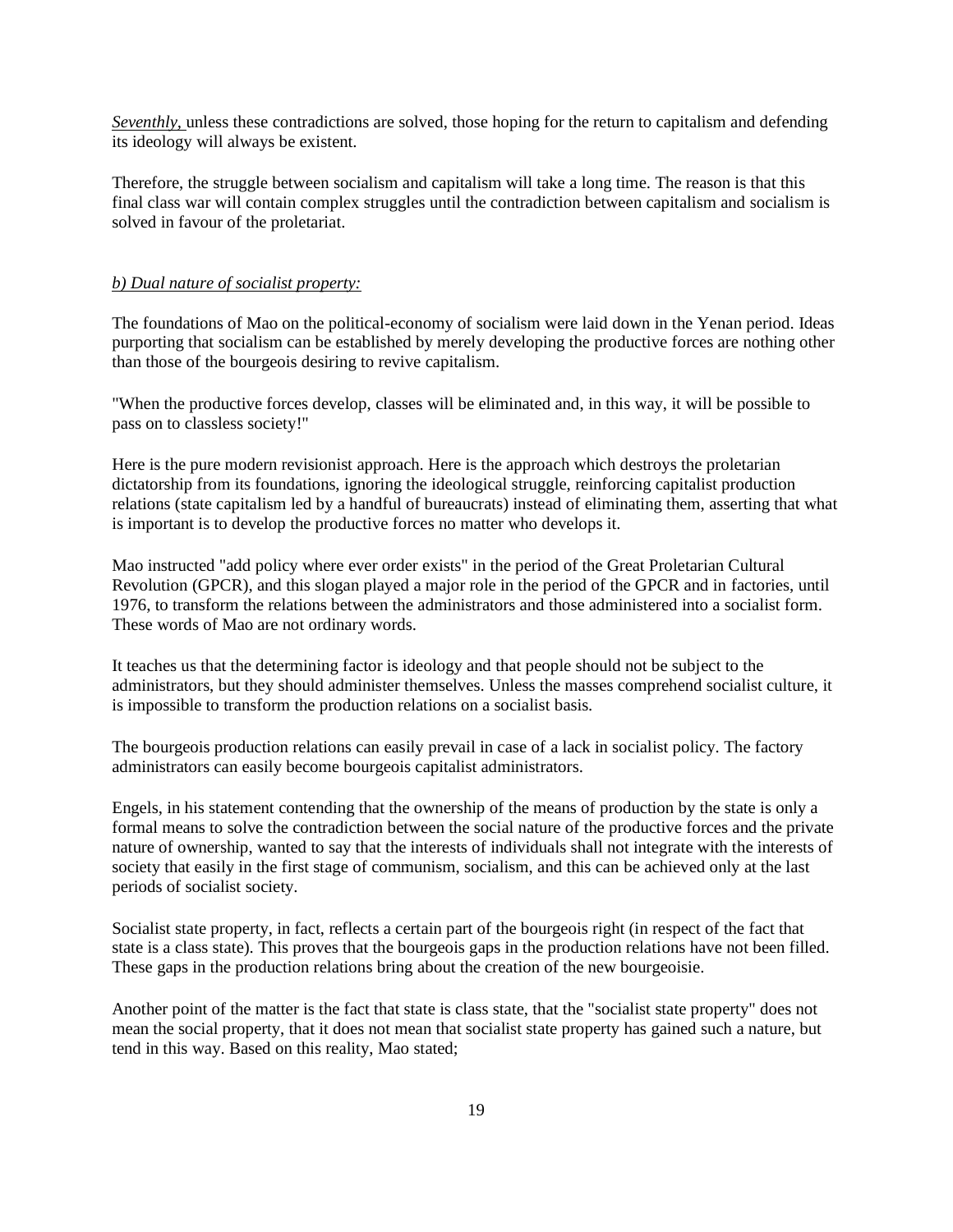*Seventhly,* unless these contradictions are solved, those hoping for the return to capitalism and defending its ideology will always be existent.

Therefore, the struggle between socialism and capitalism will take a long time. The reason is that this final class war will contain complex struggles until the contradiction between capitalism and socialism is solved in favour of the proletariat.

*b) Dual nature of socialist property:*

The foundations of Mao on the political-economy of socialism were laid down in the Yenan period. Ideas purporting that socialism can be established by merely developing the productive forces are nothing other than those of the bourgeois desiring to revive capitalism.

"When the productive forces develop, classes will be eliminated and, in this way, it will be possible to pass on to classless society!"

Here is the pure modern revisionist approach. Here is the approach which destroys the proletarian dictatorship from its foundations, ignoring the ideological struggle, reinforcing capitalist production relations (state capitalism led by a handful of bureaucrats) instead of eliminating them, asserting that what is important is to develop the productive forces no matter who develops it.

Mao instructed "add policy where ever order exists" in the period of the Great Proletarian Cultural Revolution (GPCR), and this slogan played a major role in the period of the GPCR and in factories, until 1976, to transform the relations between the administrators and those administered into a socialist form. These words of Mao are not ordinary words.

It teaches us that the determining factor is ideology and that people should not be subject to the administrators, but they should administer themselves. Unless the masses comprehend socialist culture, it is impossible to transform the production relations on a socialist basis.

The bourgeois production relations can easily prevail in case of a lack in socialist policy. The factory administrators can easily become bourgeois capitalist administrators.

Engels, in his statement contending that the ownership of the means of production by the state is only a formal means to solve the contradiction between the social nature of the productive forces and the private nature of ownership, wanted to say that the interests of individuals shall not integrate with the interests of society that easily in the first stage of communism, socialism, and this can be achieved only at the last periods of socialist society.

Socialist state property, in fact, reflects a certain part of the bourgeois right (in respect of the fact that state is a class state). This proves that the bourgeois gaps in the production relations have not been filled. These gaps in the production relations bring about the creation of the new bourgeoisie.

Another point of the matter is the fact that state is class state, that the "socialist state property" does not mean the social property, that it does not mean that socialist state property has gained such a nature, but tend in this way. Based on this reality, Mao stated;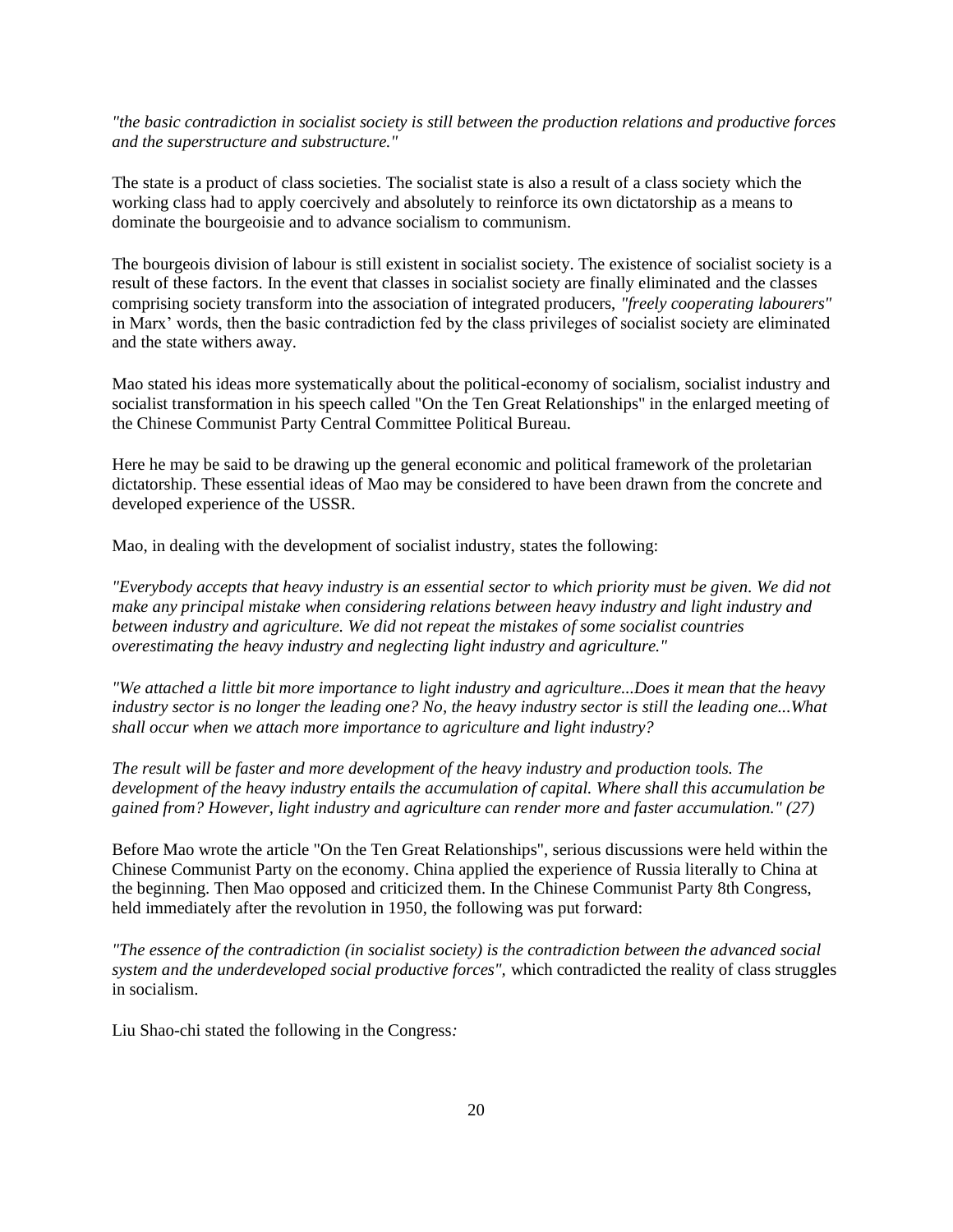*"the basic contradiction in socialist society is still between the production relations and productive forces and the superstructure and substructure."*

The state is a product of class societies. The socialist state is also a result of a class society which the working class had to apply coercively and absolutely to reinforce its own dictatorship as a means to dominate the bourgeoisie and to advance socialism to communism.

The bourgeois division of labour is still existent in socialist society. The existence of socialist society is a result of these factors. In the event that classes in socialist society are finally eliminated and the classes comprising society transform into the association of integrated producers, *"freely cooperating labourers"* in Marx' words, then the basic contradiction fed by the class privileges of socialist society are eliminated and the state withers away.

Mao stated his ideas more systematically about the political-economy of socialism, socialist industry and socialist transformation in his speech called "On the Ten Great Relationships" in the enlarged meeting of the Chinese Communist Party Central Committee Political Bureau.

Here he may be said to be drawing up the general economic and political framework of the proletarian dictatorship. These essential ideas of Mao may be considered to have been drawn from the concrete and developed experience of the USSR.

Mao, in dealing with the development of socialist industry, states the following:

*"Everybody accepts that heavy industry is an essential sector to which priority must be given. We did not make any principal mistake when considering relations between heavy industry and light industry and between industry and agriculture. We did not repeat the mistakes of some socialist countries overestimating the heavy industry and neglecting light industry and agriculture."*

*"We attached a little bit more importance to light industry and agriculture...Does it mean that the heavy industry sector is no longer the leading one? No, the heavy industry sector is still the leading one...What shall occur when we attach more importance to agriculture and light industry?*

*The result will be faster and more development of the heavy industry and production tools. The development of the heavy industry entails the accumulation of capital. Where shall this accumulation be gained from? However, light industry and agriculture can render more and faster accumulation." (27)*

Before Mao wrote the article "On the Ten Great Relationships", serious discussions were held within the Chinese Communist Party on the economy. China applied the experience of Russia literally to China at the beginning. Then Mao opposed and criticized them. In the Chinese Communist Party 8th Congress, held immediately after the revolution in 1950, the following was put forward:

*"The essence of the contradiction (in socialist society) is the contradiction between the advanced social system and the underdeveloped social productive forces"*, which contradicted the reality of class struggles in socialism.

Liu Shao-chi stated the following in the Congress*:*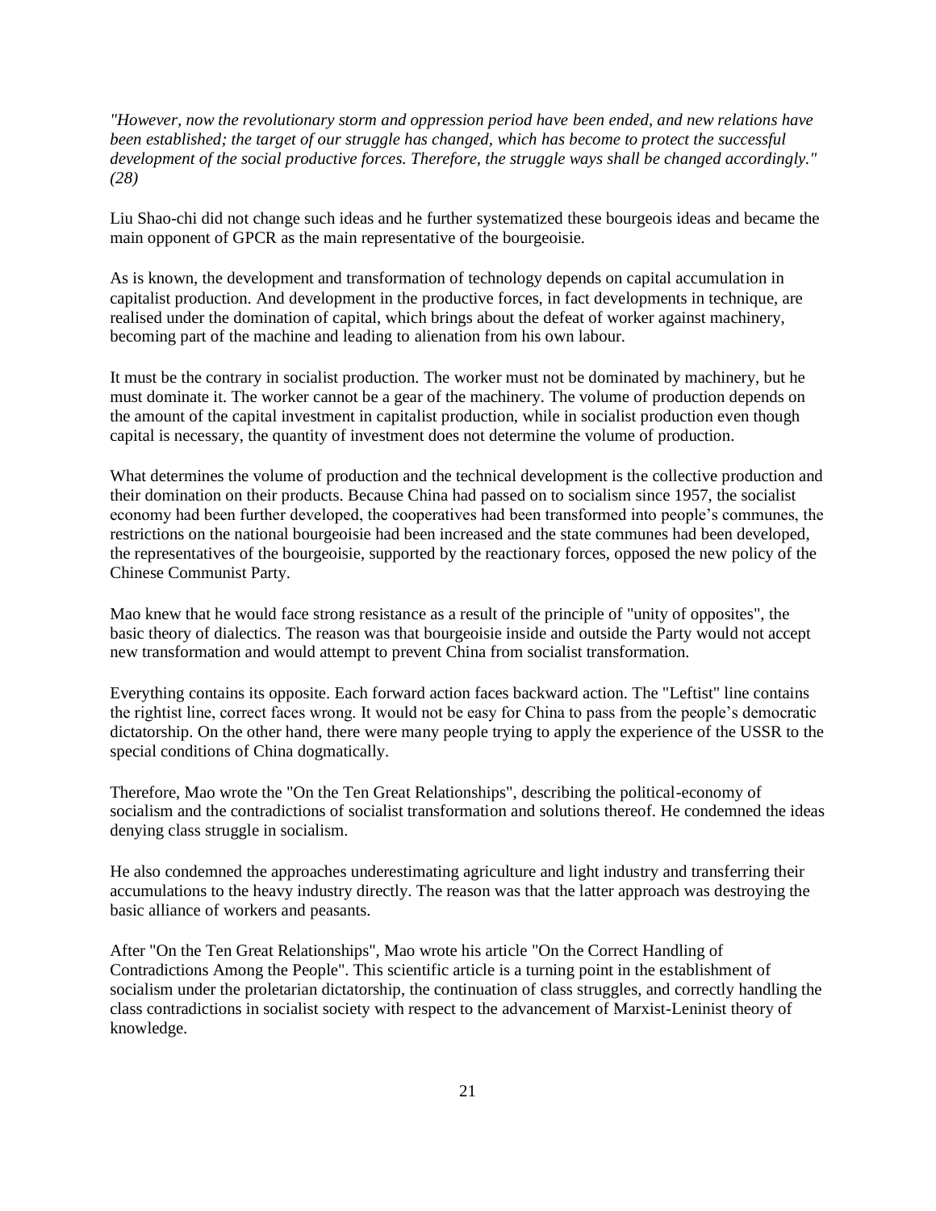*"However, now the revolutionary storm and oppression period have been ended, and new relations have been established; the target of our struggle has changed, which has become to protect the successful development of the social productive forces. Therefore, the struggle ways shall be changed accordingly." (28)*

Liu Shao-chi did not change such ideas and he further systematized these bourgeois ideas and became the main opponent of GPCR as the main representative of the bourgeoisie.

As is known, the development and transformation of technology depends on capital accumulation in capitalist production. And development in the productive forces, in fact developments in technique, are realised under the domination of capital, which brings about the defeat of worker against machinery, becoming part of the machine and leading to alienation from his own labour.

It must be the contrary in socialist production. The worker must not be dominated by machinery, but he must dominate it. The worker cannot be a gear of the machinery. The volume of production depends on the amount of the capital investment in capitalist production, while in socialist production even though capital is necessary, the quantity of investment does not determine the volume of production.

What determines the volume of production and the technical development is the collective production and their domination on their products. Because China had passed on to socialism since 1957, the socialist economy had been further developed, the cooperatives had been transformed into people's communes, the restrictions on the national bourgeoisie had been increased and the state communes had been developed, the representatives of the bourgeoisie, supported by the reactionary forces, opposed the new policy of the Chinese Communist Party.

Mao knew that he would face strong resistance as a result of the principle of "unity of opposites", the basic theory of dialectics. The reason was that bourgeoisie inside and outside the Party would not accept new transformation and would attempt to prevent China from socialist transformation.

Everything contains its opposite. Each forward action faces backward action. The "Leftist" line contains the rightist line, correct faces wrong. It would not be easy for China to pass from the people's democratic dictatorship. On the other hand, there were many people trying to apply the experience of the USSR to the special conditions of China dogmatically.

Therefore, Mao wrote the "On the Ten Great Relationships", describing the political-economy of socialism and the contradictions of socialist transformation and solutions thereof. He condemned the ideas denying class struggle in socialism.

He also condemned the approaches underestimating agriculture and light industry and transferring their accumulations to the heavy industry directly. The reason was that the latter approach was destroying the basic alliance of workers and peasants.

After "On the Ten Great Relationships", Mao wrote his article "On the Correct Handling of Contradictions Among the People". This scientific article is a turning point in the establishment of socialism under the proletarian dictatorship, the continuation of class struggles, and correctly handling the class contradictions in socialist society with respect to the advancement of Marxist-Leninist theory of knowledge.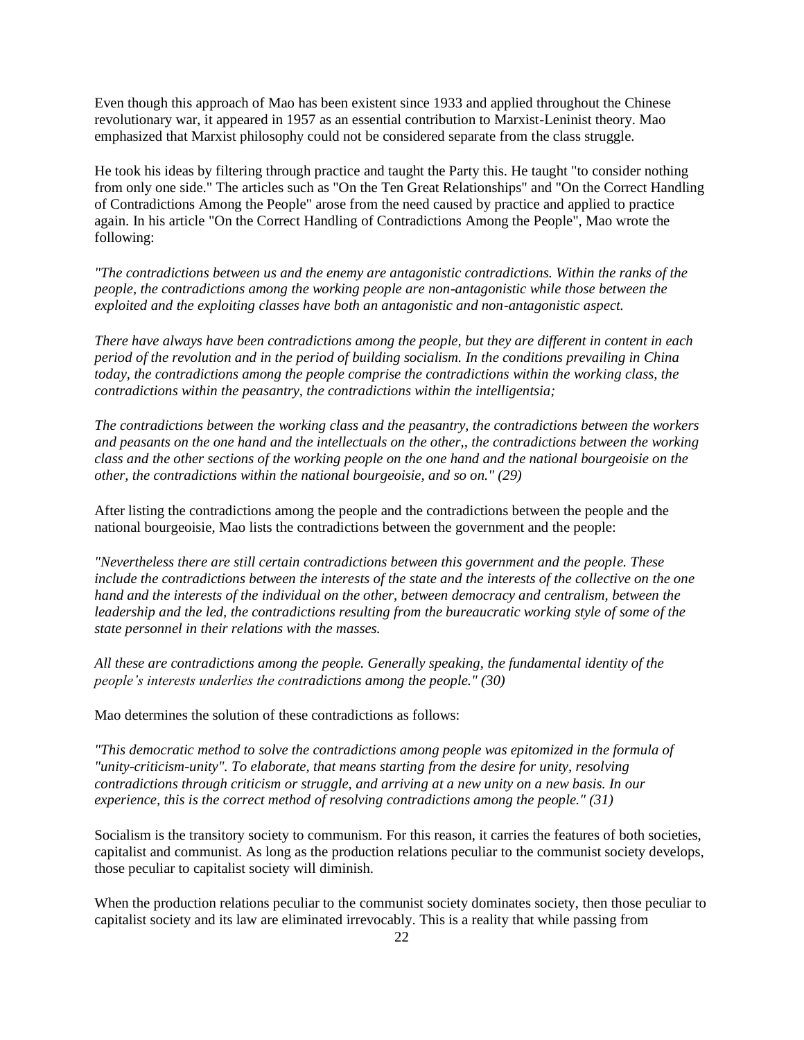Even though this approach of Mao has been existent since 1933 and applied throughout the Chinese revolutionary war, it appeared in 1957 as an essential contribution to Marxist-Leninist theory. Mao emphasized that Marxist philosophy could not be considered separate from the class struggle.

He took his ideas by filtering through practice and taught the Party this. He taught "to consider nothing from only one side." The articles such as "On the Ten Great Relationships" and "On the Correct Handling of Contradictions Among the People" arose from the need caused by practice and applied to practice again. In his article "On the Correct Handling of Contradictions Among the People", Mao wrote the following:

*"The contradictions between us and the enemy are antagonistic contradictions. Within the ranks of the people, the contradictions among the working people are non-antagonistic while those between the exploited and the exploiting classes have both an antagonistic and non-antagonistic aspect.*

*There have always have been contradictions among the people, but they are different in content in each period of the revolution and in the period of building socialism. In the conditions prevailing in China today, the contradictions among the people comprise the contradictions within the working class, the contradictions within the peasantry, the contradictions within the intelligentsia;*

*The contradictions between the working class and the peasantry, the contradictions between the workers and peasants on the one hand and the intellectuals on the other,, the contradictions between the working class and the other sections of the working people on the one hand and the national bourgeoisie on the other, the contradictions within the national bourgeoisie, and so on." (29)*

After listing the contradictions among the people and the contradictions between the people and the national bourgeoisie, Mao lists the contradictions between the government and the people:

*"Nevertheless there are still certain contradictions between this government and the people. These include the contradictions between the interests of the state and the interests of the collective on the one hand and the interests of the individual on the other, between democracy and centralism, between the leadership and the led, the contradictions resulting from the bureaucratic working style of some of the state personnel in their relations with the masses.*

*All these are contradictions among the people. Generally speaking, the fundamental identity of the people's interests underlies the contradictions among the people." (30)*

Mao determines the solution of these contradictions as follows:

*"This democratic method to solve the contradictions among people was epitomized in the formula of "unity-criticism-unity". To elaborate, that means starting from the desire for unity, resolving contradictions through criticism or struggle, and arriving at a new unity on a new basis. In our experience, this is the correct method of resolving contradictions among the people." (31)*

Socialism is the transitory society to communism. For this reason, it carries the features of both societies, capitalist and communist. As long as the production relations peculiar to the communist society develops, those peculiar to capitalist society will diminish.

When the production relations peculiar to the communist society dominates society, then those peculiar to capitalist society and its law are eliminated irrevocably. This is a reality that while passing from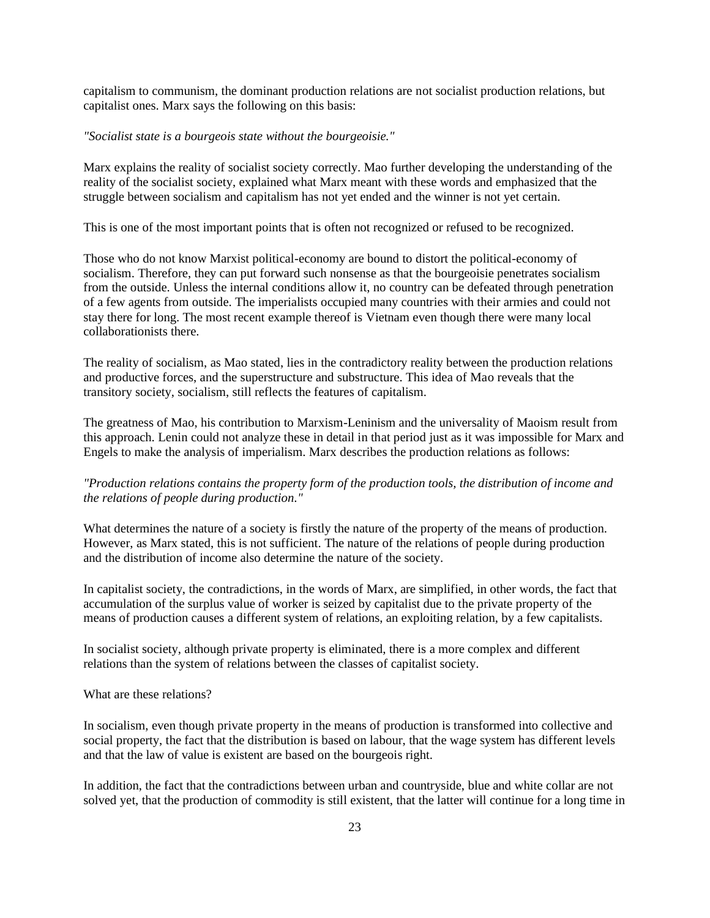capitalism to communism, the dominant production relations are not socialist production relations, but capitalist ones. Marx says the following on this basis:

*"Socialist state is a bourgeois state without the bourgeoisie."*

Marx explains the reality of socialist society correctly. Mao further developing the understanding of the reality of the socialist society, explained what Marx meant with these words and emphasized that the struggle between socialism and capitalism has not yet ended and the winner is not yet certain.

This is one of the most important points that is often not recognized or refused to be recognized.

Those who do not know Marxist political-economy are bound to distort the political-economy of socialism. Therefore, they can put forward such nonsense as that the bourgeoisie penetrates socialism from the outside. Unless the internal conditions allow it, no country can be defeated through penetration of a few agents from outside. The imperialists occupied many countries with their armies and could not stay there for long. The most recent example thereof is Vietnam even though there were many local collaborationists there.

The reality of socialism, as Mao stated, lies in the contradictory reality between the production relations and productive forces, and the superstructure and substructure. This idea of Mao reveals that the transitory society, socialism, still reflects the features of capitalism.

The greatness of Mao, his contribution to Marxism-Leninism and the universality of Maoism result from this approach. Lenin could not analyze these in detail in that period just as it was impossible for Marx and Engels to make the analysis of imperialism. Marx describes the production relations as follows:

*"Production relations contains the property form of the production tools, the distribution of income and the relations of people during production."*

What determines the nature of a society is firstly the nature of the property of the means of production. However, as Marx stated, this is not sufficient. The nature of the relations of people during production and the distribution of income also determine the nature of the society.

In capitalist society, the contradictions, in the words of Marx, are simplified, in other words, the fact that accumulation of the surplus value of worker is seized by capitalist due to the private property of the means of production causes a different system of relations, an exploiting relation, by a few capitalists.

In socialist society, although private property is eliminated, there is a more complex and different relations than the system of relations between the classes of capitalist society.

What are these relations?

In socialism, even though private property in the means of production is transformed into collective and social property, the fact that the distribution is based on labour, that the wage system has different levels and that the law of value is existent are based on the bourgeois right.

In addition, the fact that the contradictions between urban and countryside, blue and white collar are not solved yet, that the production of commodity is still existent, that the latter will continue for a long time in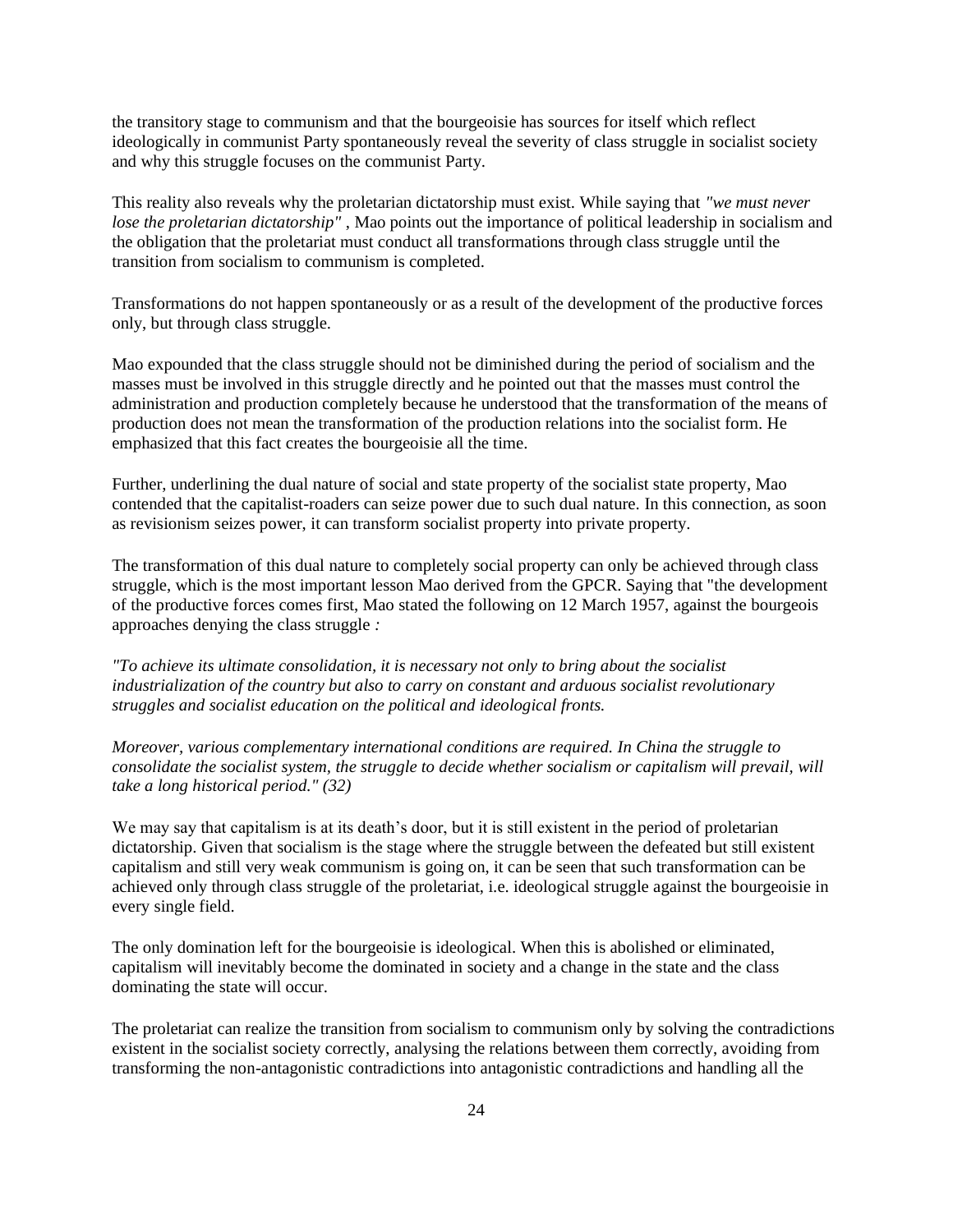the transitory stage to communism and that the bourgeoisie has sources for itself which reflect ideologically in communist Party spontaneously reveal the severity of class struggle in socialist society and why this struggle focuses on the communist Party.

This reality also reveals why the proletarian dictatorship must exist. While saying that *"we must never lose the proletarian dictatorship"* , Mao points out the importance of political leadership in socialism and the obligation that the proletariat must conduct all transformations through class struggle until the transition from socialism to communism is completed.

Transformations do not happen spontaneously or as a result of the development of the productive forces only, but through class struggle.

Mao expounded that the class struggle should not be diminished during the period of socialism and the masses must be involved in this struggle directly and he pointed out that the masses must control the administration and production completely because he understood that the transformation of the means of production does not mean the transformation of the production relations into the socialist form. He emphasized that this fact creates the bourgeoisie all the time.

Further, underlining the dual nature of social and state property of the socialist state property, Mao contended that the capitalist-roaders can seize power due to such dual nature. In this connection, as soon as revisionism seizes power, it can transform socialist property into private property.

The transformation of this dual nature to completely social property can only be achieved through class struggle, which is the most important lesson Mao derived from the GPCR. Saying that "the development of the productive forces comes first, Mao stated the following on 12 March 1957, against the bourgeois approaches denying the class struggle *:*

*"To achieve its ultimate consolidation, it is necessary not only to bring about the socialist industrialization of the country but also to carry on constant and arduous socialist revolutionary struggles and socialist education on the political and ideological fronts.*

*Moreover, various complementary international conditions are required. In China the struggle to consolidate the socialist system, the struggle to decide whether socialism or capitalism will prevail, will take a long historical period." (32)*

We may say that capitalism is at its death's door, but it is still existent in the period of proletarian dictatorship. Given that socialism is the stage where the struggle between the defeated but still existent capitalism and still very weak communism is going on, it can be seen that such transformation can be achieved only through class struggle of the proletariat, i.e. ideological struggle against the bourgeoisie in every single field.

The only domination left for the bourgeoisie is ideological. When this is abolished or eliminated, capitalism will inevitably become the dominated in society and a change in the state and the class dominating the state will occur.

The proletariat can realize the transition from socialism to communism only by solving the contradictions existent in the socialist society correctly, analysing the relations between them correctly, avoiding from transforming the non-antagonistic contradictions into antagonistic contradictions and handling all the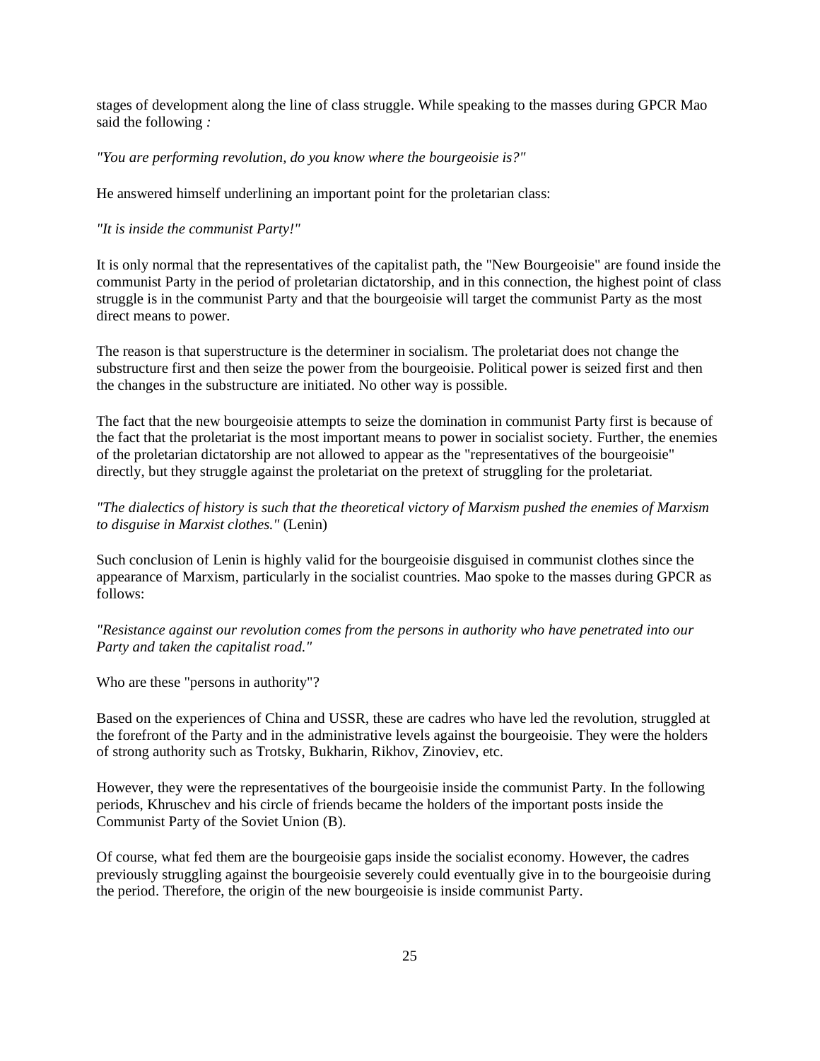stages of development along the line of class struggle. While speaking to the masses during GPCR Mao said the following *:*

*"You are performing revolution, do you know where the bourgeoisie is?"*

He answered himself underlining an important point for the proletarian class:

*"It is inside the communist Party!"*

It is only normal that the representatives of the capitalist path, the "New Bourgeoisie" are found inside the communist Party in the period of proletarian dictatorship, and in this connection, the highest point of class struggle is in the communist Party and that the bourgeoisie will target the communist Party as the most direct means to power.

The reason is that superstructure is the determiner in socialism. The proletariat does not change the substructure first and then seize the power from the bourgeoisie. Political power is seized first and then the changes in the substructure are initiated. No other way is possible.

The fact that the new bourgeoisie attempts to seize the domination in communist Party first is because of the fact that the proletariat is the most important means to power in socialist society. Further, the enemies of the proletarian dictatorship are not allowed to appear as the "representatives of the bourgeoisie" directly, but they struggle against the proletariat on the pretext of struggling for the proletariat.

*"The dialectics of history is such that the theoretical victory of Marxism pushed the enemies of Marxism to disguise in Marxist clothes."* (Lenin)

Such conclusion of Lenin is highly valid for the bourgeoisie disguised in communist clothes since the appearance of Marxism, particularly in the socialist countries. Mao spoke to the masses during GPCR as follows:

*"Resistance against our revolution comes from the persons in authority who have penetrated into our Party and taken the capitalist road."*

Who are these "persons in authority"?

Based on the experiences of China and USSR, these are cadres who have led the revolution, struggled at the forefront of the Party and in the administrative levels against the bourgeoisie. They were the holders of strong authority such as Trotsky, Bukharin, Rikhov, Zinoviev, etc.

However, they were the representatives of the bourgeoisie inside the communist Party. In the following periods, Khruschev and his circle of friends became the holders of the important posts inside the Communist Party of the Soviet Union (B).

Of course, what fed them are the bourgeoisie gaps inside the socialist economy. However, the cadres previously struggling against the bourgeoisie severely could eventually give in to the bourgeoisie during the period. Therefore, the origin of the new bourgeoisie is inside communist Party.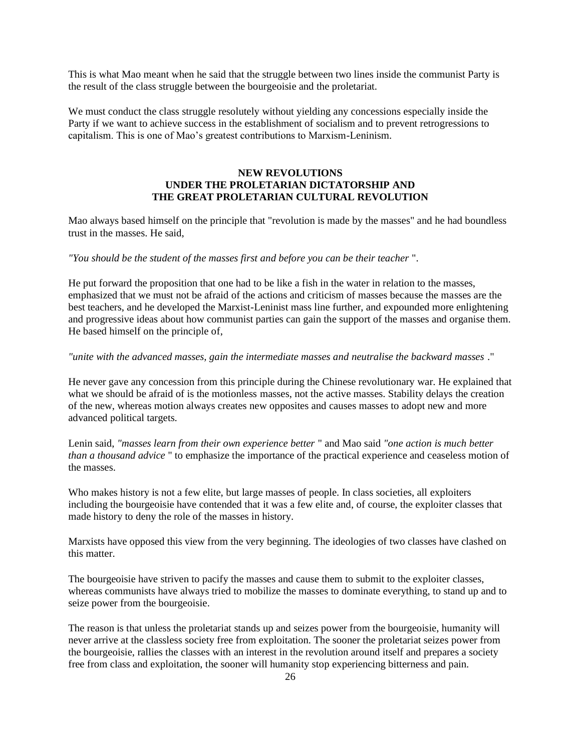This is what Mao meant when he said that the struggle between two lines inside the communist Party is the result of the class struggle between the bourgeoisie and the proletariat.

We must conduct the class struggle resolutely without yielding any concessions especially inside the Party if we want to achieve success in the establishment of socialism and to prevent retrogressions to capitalism. This is one of Mao's greatest contributions to Marxism-Leninism.

## NEW REVOLUTIONS UNDER THE PROLETARIAN DICTATORSHIP AND THE GREAT PROLETARIAN CULTURAL REVOLUTION

Mao always based himself on the principle that "revolution is made by the masses" and he had boundless trust in the masses. He said,

*"You should be the student of the masses first and before you can be their teacher* ".

He put forward the proposition that one had to be like a fish in the water in relation to the masses, emphasized that we must not be afraid of the actions and criticism of masses because the masses are the best teachers, and he developed the Marxist-Leninist mass line further, and expounded more enlightening and progressive ideas about how communist parties can gain the support of the masses and organise them. He based himself on the principle of,

*"unite with the advanced masses, gain the intermediate masses and neutralise the backward masses* ."

He never gave any concession from this principle during the Chinese revolutionary war. He explained that what we should be afraid of is the motionless masses, not the active masses. Stability delays the creation of the new, whereas motion always creates new opposites and causes masses to adopt new and more advanced political targets.

Lenin said, *"masses learn from their own experience better* " and Mao said *"one action is much better than a thousand advice* " to emphasize the importance of the practical experience and ceaseless motion of the masses.

Who makes history is not a few elite, but large masses of people. In class societies, all exploiters including the bourgeoisie have contended that it was a few elite and, of course, the exploiter classes that made history to deny the role of the masses in history.

Marxists have opposed this view from the very beginning. The ideologies of two classes have clashed on this matter.

The bourgeoisie have striven to pacify the masses and cause them to submit to the exploiter classes, whereas communists have always tried to mobilize the masses to dominate everything, to stand up and to seize power from the bourgeoisie.

The reason is that unless the proletariat stands up and seizes power from the bourgeoisie, humanity will never arrive at the classless society free from exploitation. The sooner the proletariat seizes power from the bourgeoisie, rallies the classes with an interest in the revolution around itself and prepares a society free from class and exploitation, the sooner will humanity stop experiencing bitterness and pain.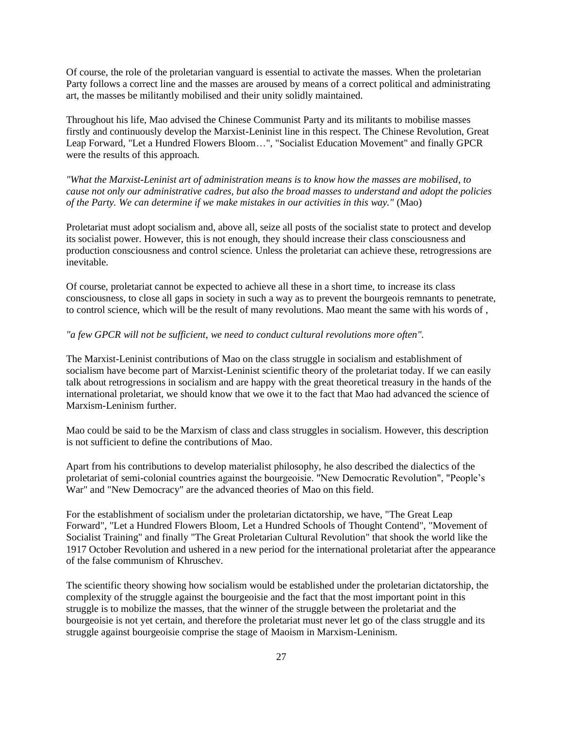Of course, the role of the proletarian vanguard is essential to activate the masses. When the proletarian Party follows a correct line and the masses are aroused by means of a correct political and administrating art, the masses be militantly mobilised and their unity solidly maintained.

Throughout his life, Mao advised the Chinese Communist Party and its militants to mobilise masses firstly and continuously develop the Marxist-Leninist line in this respect. The Chinese Revolution, Great Leap Forward, "Let a Hundred Flowers Bloom…", "Socialist Education Movement" and finally GPCR were the results of this approach.

*"What the Marxist-Leninist art of administration means is to know how the masses are mobilised, to cause not only our administrative cadres, but also the broad masses to understand and adopt the policies of the Party. We can determine if we make mistakes in our activities in this way."* (Mao)

Proletariat must adopt socialism and, above all, seize all posts of the socialist state to protect and develop its socialist power. However, this is not enough, they should increase their class consciousness and production consciousness and control science. Unless the proletariat can achieve these, retrogressions are inevitable.

Of course, proletariat cannot be expected to achieve all these in a short time, to increase its class consciousness, to close all gaps in society in such a way as to prevent the bourgeois remnants to penetrate, to control science, which will be the result of many revolutions. Mao meant the same with his words of ,

*"a few GPCR will not be sufficient, we need to conduct cultural revolutions more often".*

The Marxist-Leninist contributions of Mao on the class struggle in socialism and establishment of socialism have become part of Marxist-Leninist scientific theory of the proletariat today. If we can easily talk about retrogressions in socialism and are happy with the great theoretical treasury in the hands of the international proletariat, we should know that we owe it to the fact that Mao had advanced the science of Marxism-Leninism further.

Mao could be said to be the Marxism of class and class struggles in socialism. However, this description is not sufficient to define the contributions of Mao.

Apart from his contributions to develop materialist philosophy, he also described the dialectics of the proletariat of semi-colonial countries against the bourgeoisie. "New Democratic Revolution", "People's War" and "New Democracy" are the advanced theories of Mao on this field.

For the establishment of socialism under the proletarian dictatorship, we have, "The Great Leap Forward", "Let a Hundred Flowers Bloom, Let a Hundred Schools of Thought Contend", "Movement of Socialist Training" and finally "The Great Proletarian Cultural Revolution" that shook the world like the 1917 October Revolution and ushered in a new period for the international proletariat after the appearance of the false communism of Khruschev.

The scientific theory showing how socialism would be established under the proletarian dictatorship, the complexity of the struggle against the bourgeoisie and the fact that the most important point in this struggle is to mobilize the masses, that the winner of the struggle between the proletariat and the bourgeoisie is not yet certain, and therefore the proletariat must never let go of the class struggle and its struggle against bourgeoisie comprise the stage of Maoism in Marxism-Leninism.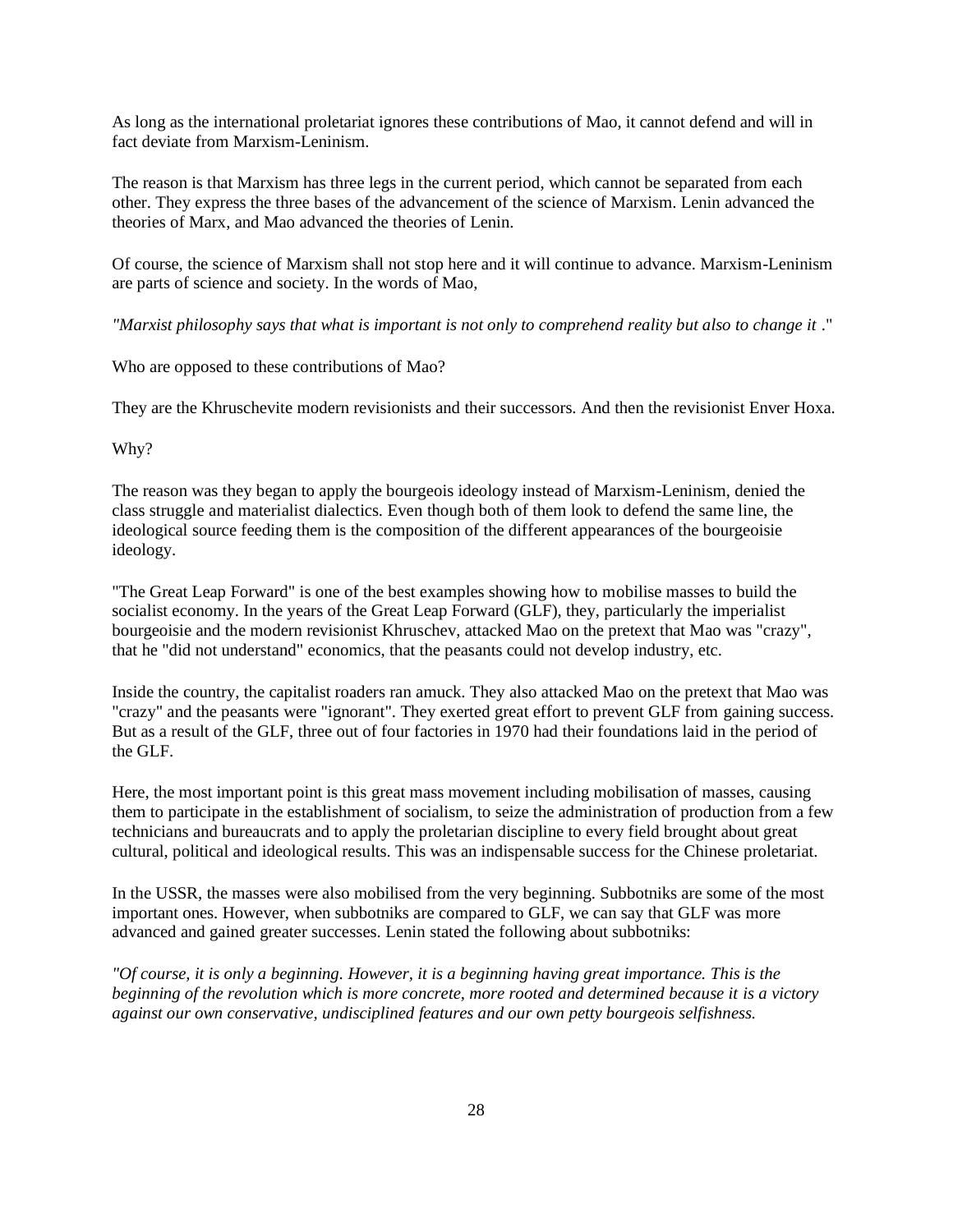As long as the international proletariat ignores these contributions of Mao, it cannot defend and will in fact deviate from Marxism-Leninism.

The reason is that Marxism has three legs in the current period, which cannot be separated from each other. They express the three bases of the advancement of the science of Marxism. Lenin advanced the theories of Marx, and Mao advanced the theories of Lenin.

Of course, the science of Marxism shall not stop here and it will continue to advance. Marxism-Leninism are parts of science and society. In the words of Mao,

*"Marxist philosophy says that what is important is not only to comprehend reality but also to change it* ."

Who are opposed to these contributions of Mao?

They are the Khruschevite modern revisionists and their successors. And then the revisionist Enver Hoxa.

Why?

The reason was they began to apply the bourgeois ideology instead of Marxism-Leninism, denied the class struggle and materialist dialectics. Even though both of them look to defend the same line, the ideological source feeding them is the composition of the different appearances of the bourgeoisie ideology.

"The Great Leap Forward" is one of the best examples showing how to mobilise masses to build the socialist economy. In the years of the Great Leap Forward (GLF), they, particularly the imperialist bourgeoisie and the modern revisionist Khruschev, attacked Mao on the pretext that Mao was "crazy", that he "did not understand" economics, that the peasants could not develop industry, etc.

Inside the country, the capitalist roaders ran amuck. They also attacked Mao on the pretext that Mao was "crazy" and the peasants were "ignorant". They exerted great effort to prevent GLF from gaining success. But as a result of the GLF, three out of four factories in 1970 had their foundations laid in the period of the GLF.

Here, the most important point is this great mass movement including mobilisation of masses, causing them to participate in the establishment of socialism, to seize the administration of production from a few technicians and bureaucrats and to apply the proletarian discipline to every field brought about great cultural, political and ideological results. This was an indispensable success for the Chinese proletariat.

In the USSR, the masses were also mobilised from the very beginning. Subbotniks are some of the most important ones. However, when subbotniks are compared to GLF, we can say that GLF was more advanced and gained greater successes. Lenin stated the following about subbotniks:

*"Of course, it is only a beginning. However, it is a beginning having great importance. This is the beginning of the revolution which is more concrete, more rooted and determined because it is a victory against our own conservative, undisciplined features and our own petty bourgeois selfishness.*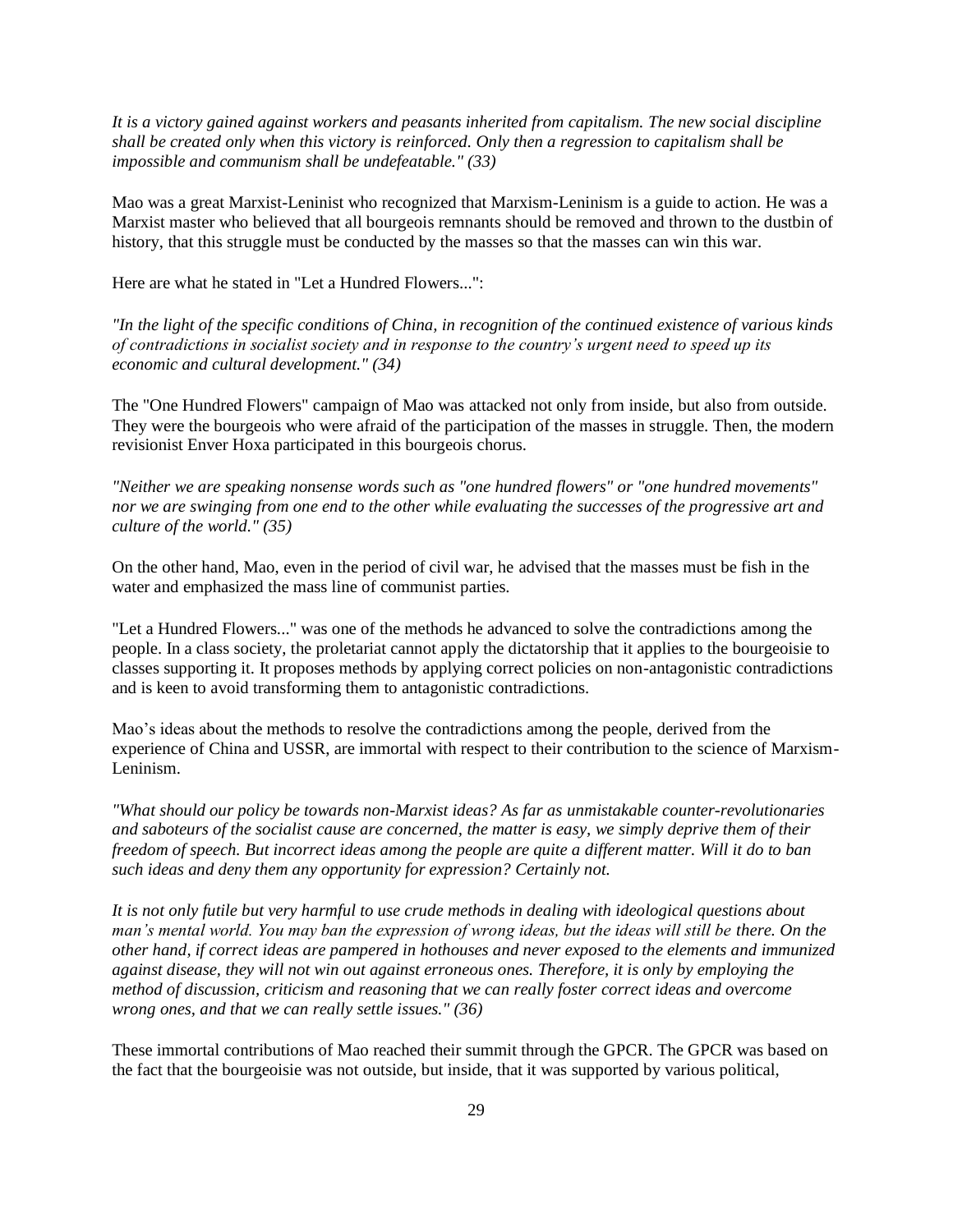*It is a victory gained against workers and peasants inherited from capitalism. The new social discipline shall be created only when this victory is reinforced. Only then a regression to capitalism shall be impossible and communism shall be undefeatable." (33)*

Mao was a great Marxist-Leninist who recognized that Marxism-Leninism is a guide to action. He was a Marxist master who believed that all bourgeois remnants should be removed and thrown to the dustbin of history, that this struggle must be conducted by the masses so that the masses can win this war.

Here are what he stated in "Let a Hundred Flowers...":

*"In the light of the specific conditions of China, in recognition of the continued existence of various kinds of contradictions in socialist society and in response to the country's urgent need to speed up its economic and cultural development." (34)*

The "One Hundred Flowers" campaign of Mao was attacked not only from inside, but also from outside. They were the bourgeois who were afraid of the participation of the masses in struggle. Then, the modern revisionist Enver Hoxa participated in this bourgeois chorus.

*"Neither we are speaking nonsense words such as "one hundred flowers" or "one hundred movements" nor we are swinging from one end to the other while evaluating the successes of the progressive art and culture of the world." (35)*

On the other hand, Mao, even in the period of civil war, he advised that the masses must be fish in the water and emphasized the mass line of communist parties.

"Let a Hundred Flowers..." was one of the methods he advanced to solve the contradictions among the people. In a class society, the proletariat cannot apply the dictatorship that it applies to the bourgeoisie to classes supporting it. It proposes methods by applying correct policies on non-antagonistic contradictions and is keen to avoid transforming them to antagonistic contradictions.

Mao's ideas about the methods to resolve the contradictions among the people, derived from the experience of China and USSR, are immortal with respect to their contribution to the science of Marxism-Leninism.

*"What should our policy be towards non-Marxist ideas? As far as unmistakable counter-revolutionaries and saboteurs of the socialist cause are concerned, the matter is easy, we simply deprive them of their freedom of speech. But incorrect ideas among the people are quite a different matter. Will it do to ban such ideas and deny them any opportunity for expression? Certainly not.*

*It is not only futile but very harmful to use crude methods in dealing with ideological questions about man's mental world. You may ban the expression of wrong ideas, but the ideas will still be there. On the other hand, if correct ideas are pampered in hothouses and never exposed to the elements and immunized against disease, they will not win out against erroneous ones. Therefore, it is only by employing the method of discussion, criticism and reasoning that we can really foster correct ideas and overcome wrong ones, and that we can really settle issues." (36)*

These immortal contributions of Mao reached their summit through the GPCR. The GPCR was based on the fact that the bourgeoisie was not outside, but inside, that it was supported by various political,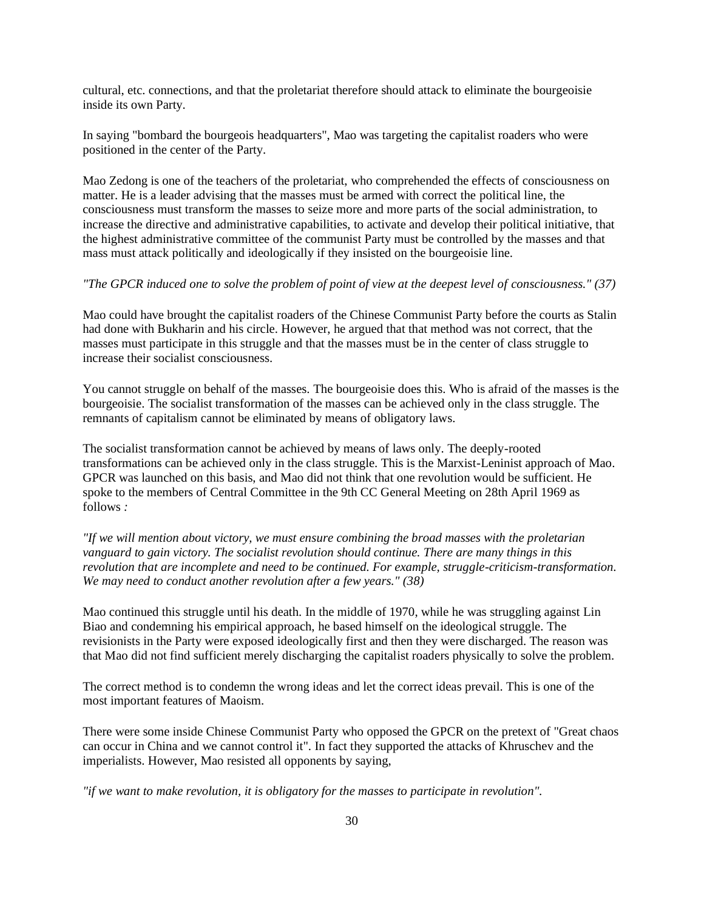cultural, etc. connections, and that the proletariat therefore should attack to eliminate the bourgeoisie inside its own Party.

In saying "bombard the bourgeois headquarters", Mao was targeting the capitalist roaders who were positioned in the center of the Party.

Mao Zedong is one of the teachers of the proletariat, who comprehended the effects of consciousness on matter. He is a leader advising that the masses must be armed with correct the political line, the consciousness must transform the masses to seize more and more parts of the social administration, to increase the directive and administrative capabilities, to activate and develop their political initiative, that the highest administrative committee of the communist Party must be controlled by the masses and that mass must attack politically and ideologically if they insisted on the bourgeoisie line.

*"The GPCR induced one to solve the problem of point of view at the deepest level of consciousness." (37)*

Mao could have brought the capitalist roaders of the Chinese Communist Party before the courts as Stalin had done with Bukharin and his circle. However, he argued that that method was not correct, that the masses must participate in this struggle and that the masses must be in the center of class struggle to increase their socialist consciousness.

You cannot struggle on behalf of the masses. The bourgeoisie does this. Who is afraid of the masses is the bourgeoisie. The socialist transformation of the masses can be achieved only in the class struggle. The remnants of capitalism cannot be eliminated by means of obligatory laws.

The socialist transformation cannot be achieved by means of laws only. The deeply-rooted transformations can be achieved only in the class struggle. This is the Marxist-Leninist approach of Mao. GPCR was launched on this basis, and Mao did not think that one revolution would be sufficient. He spoke to the members of Central Committee in the 9th CC General Meeting on 28th April 1969 as follows *:*

*"If we will mention about victory, we must ensure combining the broad masses with the proletarian vanguard to gain victory. The socialist revolution should continue. There are many things in this revolution that are incomplete and need to be continued. For example, struggle-criticism-transformation. We may need to conduct another revolution after a few years." (38)*

Mao continued this struggle until his death. In the middle of 1970, while he was struggling against Lin Biao and condemning his empirical approach, he based himself on the ideological struggle. The revisionists in the Party were exposed ideologically first and then they were discharged. The reason was that Mao did not find sufficient merely discharging the capitalist roaders physically to solve the problem.

The correct method is to condemn the wrong ideas and let the correct ideas prevail. This is one of the most important features of Maoism.

There were some inside Chinese Communist Party who opposed the GPCR on the pretext of "Great chaos can occur in China and we cannot control it". In fact they supported the attacks of Khruschev and the imperialists. However, Mao resisted all opponents by saying,

*"if we want to make revolution, it is obligatory for the masses to participate in revolution".*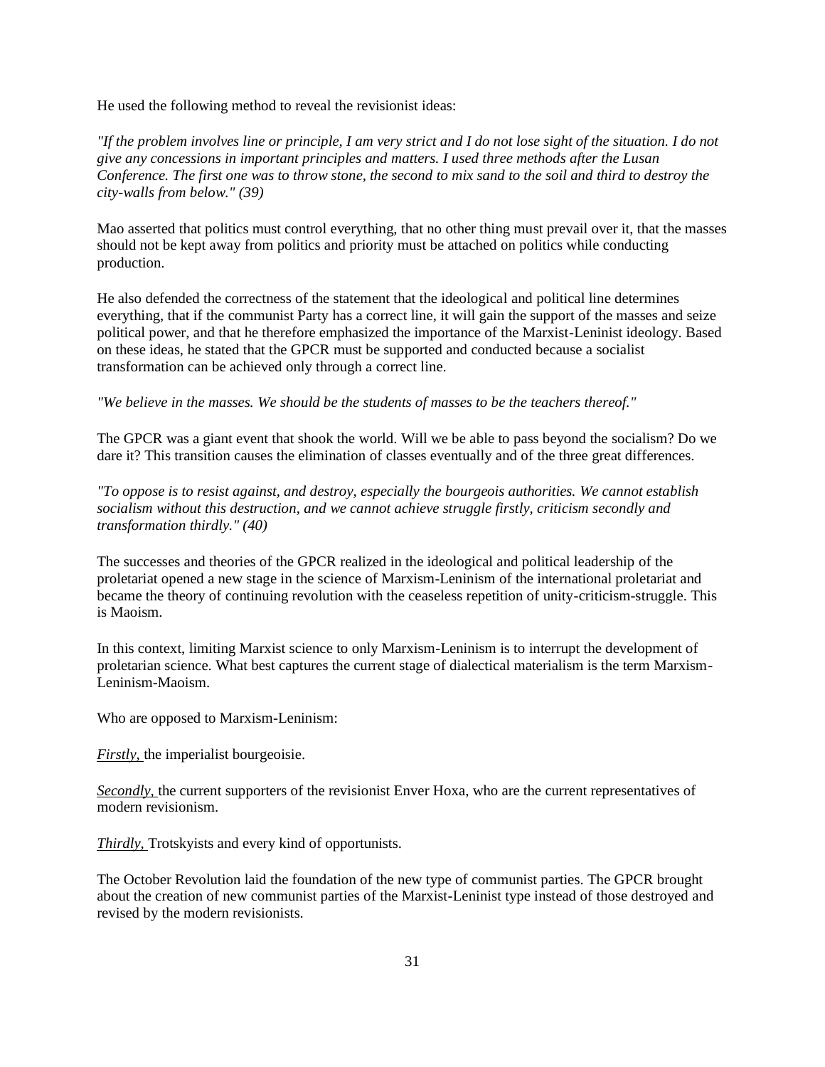He used the following method to reveal the revisionist ideas:

*"If the problem involves line or principle, I am very strict and I do not lose sight of the situation. I do not give any concessions in important principles and matters. I used three methods after the Lusan Conference. The first one was to throw stone, the second to mix sand to the soil and third to destroy the city-walls from below." (39)*

Mao asserted that politics must control everything, that no other thing must prevail over it, that the masses should not be kept away from politics and priority must be attached on politics while conducting production.

He also defended the correctness of the statement that the ideological and political line determines everything, that if the communist Party has a correct line, it will gain the support of the masses and seize political power, and that he therefore emphasized the importance of the Marxist-Leninist ideology. Based on these ideas, he stated that the GPCR must be supported and conducted because a socialist transformation can be achieved only through a correct line.

*"We believe in the masses. We should be the students of masses to be the teachers thereof."*

The GPCR was a giant event that shook the world. Will we be able to pass beyond the socialism? Do we dare it? This transition causes the elimination of classes eventually and of the three great differences.

*"To oppose is to resist against, and destroy, especially the bourgeois authorities. We cannot establish socialism without this destruction, and we cannot achieve struggle firstly, criticism secondly and transformation thirdly." (40)*

The successes and theories of the GPCR realized in the ideological and political leadership of the proletariat opened a new stage in the science of Marxism-Leninism of the international proletariat and became the theory of continuing revolution with the ceaseless repetition of unity-criticism-struggle. This is Maoism.

In this context, limiting Marxist science to only Marxism-Leninism is to interrupt the development of proletarian science. What best captures the current stage of dialectical materialism is the term Marxism-Leninism-Maoism.

Who are opposed to Marxism-Leninism:

***Firstly,*** the imperialist bourgeoisie.

***Secondly,*** the current supporters of the revisionist Enver Hoxa, who are the current representatives of modern revisionism.

***Thirdly,*** Trotskyists and every kind of opportunists.

The October Revolution laid the foundation of the new type of communist parties. The GPCR brought about the creation of new communist parties of the Marxist-Leninist type instead of those destroyed and revised by the modern revisionists.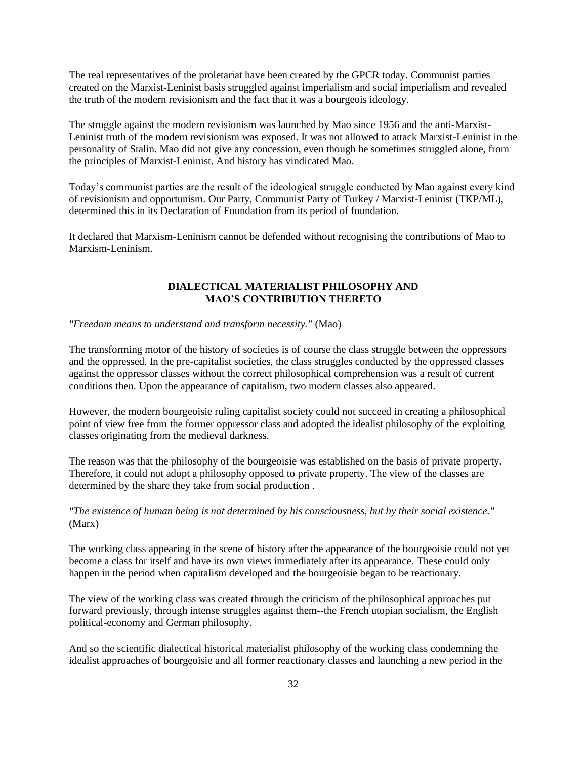The real representatives of the proletariat have been created by the GPCR today. Communist parties created on the Marxist-Leninist basis struggled against imperialism and social imperialism and revealed the truth of the modern revisionism and the fact that it was a bourgeois ideology.

The struggle against the modern revisionism was launched by Mao since 1956 and the anti-Marxist-Leninist truth of the modern revisionism was exposed. It was not allowed to attack Marxist-Leninist in the personality of Stalin. Mao did not give any concession, even though he sometimes struggled alone, from the principles of Marxist-Leninist. And history has vindicated Mao.

Today's communist parties are the result of the ideological struggle conducted by Mao against every kind of revisionism and opportunism. Our Party, Communist Party of Turkey / Marxist-Leninist (TKP/ML), determined this in its Declaration of Foundation from its period of foundation.

It declared that Marxism-Leninism cannot be defended without recognising the contributions of Mao to Marxism-Leninism.

## DIALECTICAL MATERIALIST PHILOSOPHY AND MAO'S CONTRIBUTION THERETO

*"Freedom means to understand and transform necessity."* (Mao)

The transforming motor of the history of societies is of course the class struggle between the oppressors and the oppressed. In the pre-capitalist societies, the class struggles conducted by the oppressed classes against the oppressor classes without the correct philosophical comprehension was a result of current conditions then. Upon the appearance of capitalism, two modern classes also appeared.

However, the modern bourgeoisie ruling capitalist society could not succeed in creating a philosophical point of view free from the former oppressor class and adopted the idealist philosophy of the exploiting classes originating from the medieval darkness.

The reason was that the philosophy of the bourgeoisie was established on the basis of private property. Therefore, it could not adopt a philosophy opposed to private property. The view of the classes are determined by the share they take from social production .

*"The existence of human being is not determined by his consciousness, but by their social existence."* (Marx)

The working class appearing in the scene of history after the appearance of the bourgeoisie could not yet become a class for itself and have its own views immediately after its appearance. These could only happen in the period when capitalism developed and the bourgeoisie began to be reactionary.

The view of the working class was created through the criticism of the philosophical approaches put forward previously, through intense struggles against them--the French utopian socialism, the English political-economy and German philosophy.

And so the scientific dialectical historical materialist philosophy of the working class condemning the idealist approaches of bourgeoisie and all former reactionary classes and launching a new period in the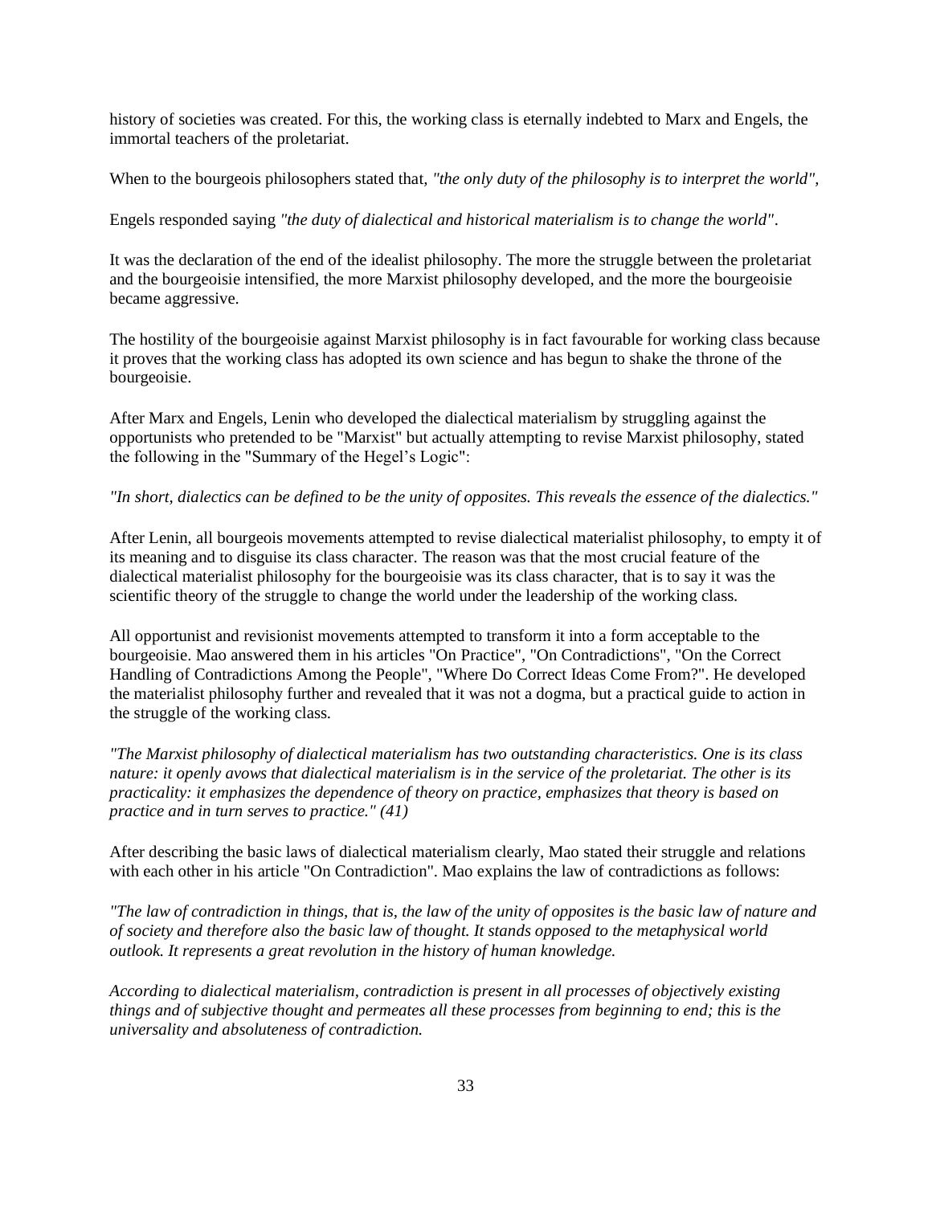history of societies was created. For this, the working class is eternally indebted to Marx and Engels, the immortal teachers of the proletariat.

When to the bourgeois philosophers stated that, *"the only duty of the philosophy is to interpret the world"*,

Engels responded saying *"the duty of dialectical and historical materialism is to change the world"*.

It was the declaration of the end of the idealist philosophy. The more the struggle between the proletariat and the bourgeoisie intensified, the more Marxist philosophy developed, and the more the bourgeoisie became aggressive.

The hostility of the bourgeoisie against Marxist philosophy is in fact favourable for working class because it proves that the working class has adopted its own science and has begun to shake the throne of the bourgeoisie.

After Marx and Engels, Lenin who developed the dialectical materialism by struggling against the opportunists who pretended to be "Marxist" but actually attempting to revise Marxist philosophy, stated the following in the "Summary of the Hegel's Logic":

*"In short, dialectics can be defined to be the unity of opposites. This reveals the essence of the dialectics."*

After Lenin, all bourgeois movements attempted to revise dialectical materialist philosophy, to empty it of its meaning and to disguise its class character. The reason was that the most crucial feature of the dialectical materialist philosophy for the bourgeoisie was its class character, that is to say it was the scientific theory of the struggle to change the world under the leadership of the working class.

All opportunist and revisionist movements attempted to transform it into a form acceptable to the bourgeoisie. Mao answered them in his articles "On Practice", "On Contradictions", "On the Correct Handling of Contradictions Among the People", "Where Do Correct Ideas Come From?". He developed the materialist philosophy further and revealed that it was not a dogma, but a practical guide to action in the struggle of the working class.

*"The Marxist philosophy of dialectical materialism has two outstanding characteristics. One is its class nature: it openly avows that dialectical materialism is in the service of the proletariat. The other is its practicality: it emphasizes the dependence of theory on practice, emphasizes that theory is based on practice and in turn serves to practice." (41)*

After describing the basic laws of dialectical materialism clearly, Mao stated their struggle and relations with each other in his article "On Contradiction". Mao explains the law of contradictions as follows:

*"The law of contradiction in things, that is, the law of the unity of opposites is the basic law of nature and of society and therefore also the basic law of thought. It stands opposed to the metaphysical world outlook. It represents a great revolution in the history of human knowledge.*

*According to dialectical materialism, contradiction is present in all processes of objectively existing things and of subjective thought and permeates all these processes from beginning to end; this is the universality and absoluteness of contradiction.*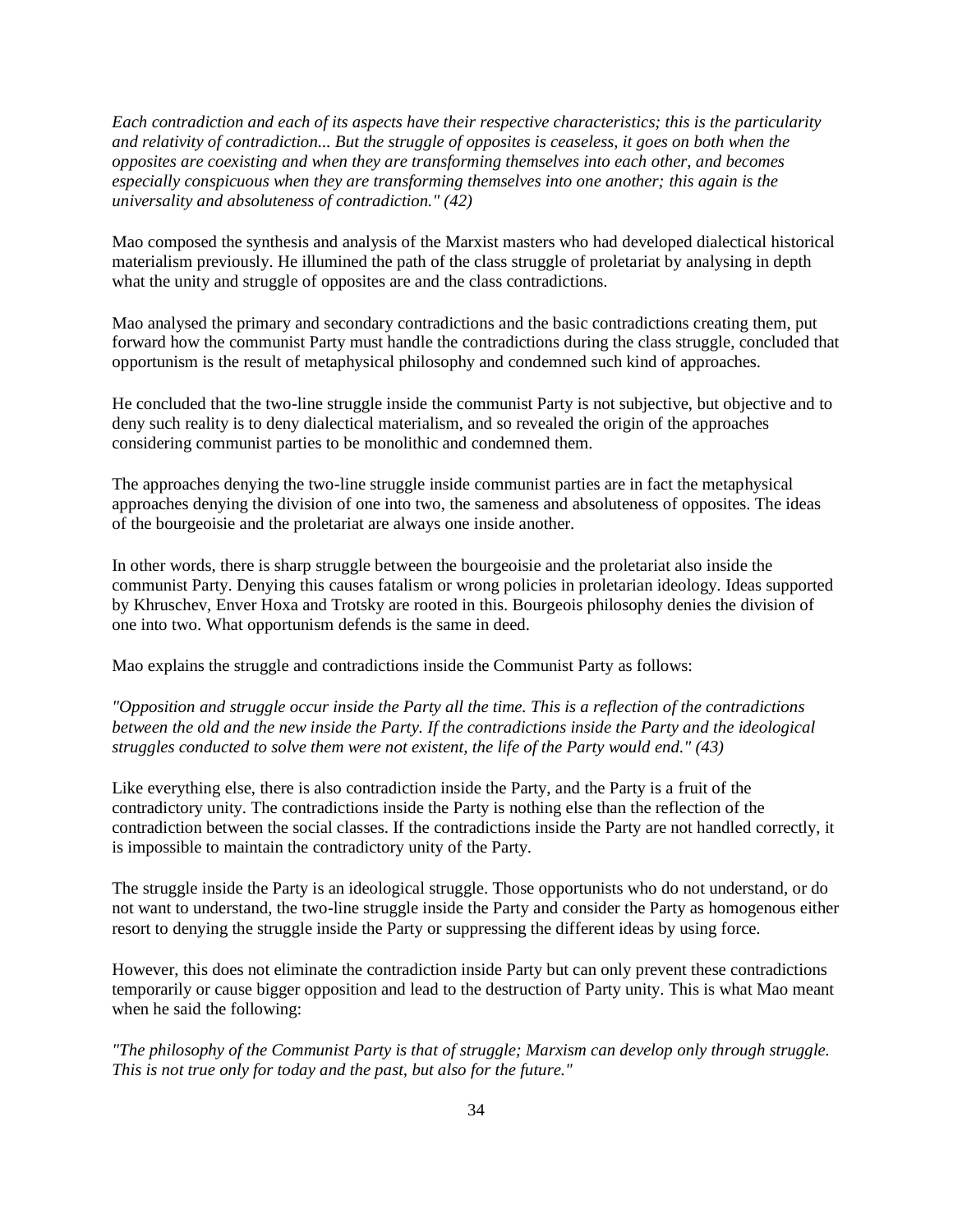*Each contradiction and each of its aspects have their respective characteristics; this is the particularity and relativity of contradiction... But the struggle of opposites is ceaseless, it goes on both when the opposites are coexisting and when they are transforming themselves into each other, and becomes especially conspicuous when they are transforming themselves into one another; this again is the universality and absoluteness of contradiction." (42)*

Mao composed the synthesis and analysis of the Marxist masters who had developed dialectical historical materialism previously. He illumined the path of the class struggle of proletariat by analysing in depth what the unity and struggle of opposites are and the class contradictions.

Mao analysed the primary and secondary contradictions and the basic contradictions creating them, put forward how the communist Party must handle the contradictions during the class struggle, concluded that opportunism is the result of metaphysical philosophy and condemned such kind of approaches.

He concluded that the two-line struggle inside the communist Party is not subjective, but objective and to deny such reality is to deny dialectical materialism, and so revealed the origin of the approaches considering communist parties to be monolithic and condemned them.

The approaches denying the two-line struggle inside communist parties are in fact the metaphysical approaches denying the division of one into two, the sameness and absoluteness of opposites. The ideas of the bourgeoisie and the proletariat are always one inside another.

In other words, there is sharp struggle between the bourgeoisie and the proletariat also inside the communist Party. Denying this causes fatalism or wrong policies in proletarian ideology. Ideas supported by Khruschev, Enver Hoxa and Trotsky are rooted in this. Bourgeois philosophy denies the division of one into two. What opportunism defends is the same in deed.

Mao explains the struggle and contradictions inside the Communist Party as follows:

*"Opposition and struggle occur inside the Party all the time. This is a reflection of the contradictions between the old and the new inside the Party. If the contradictions inside the Party and the ideological struggles conducted to solve them were not existent, the life of the Party would end." (43)*

Like everything else, there is also contradiction inside the Party, and the Party is a fruit of the contradictory unity. The contradictions inside the Party is nothing else than the reflection of the contradiction between the social classes. If the contradictions inside the Party are not handled correctly, it is impossible to maintain the contradictory unity of the Party.

The struggle inside the Party is an ideological struggle. Those opportunists who do not understand, or do not want to understand, the two-line struggle inside the Party and consider the Party as homogenous either resort to denying the struggle inside the Party or suppressing the different ideas by using force.

However, this does not eliminate the contradiction inside Party but can only prevent these contradictions temporarily or cause bigger opposition and lead to the destruction of Party unity. This is what Mao meant when he said the following:

*"The philosophy of the Communist Party is that of struggle; Marxism can develop only through struggle. This is not true only for today and the past, but also for the future."*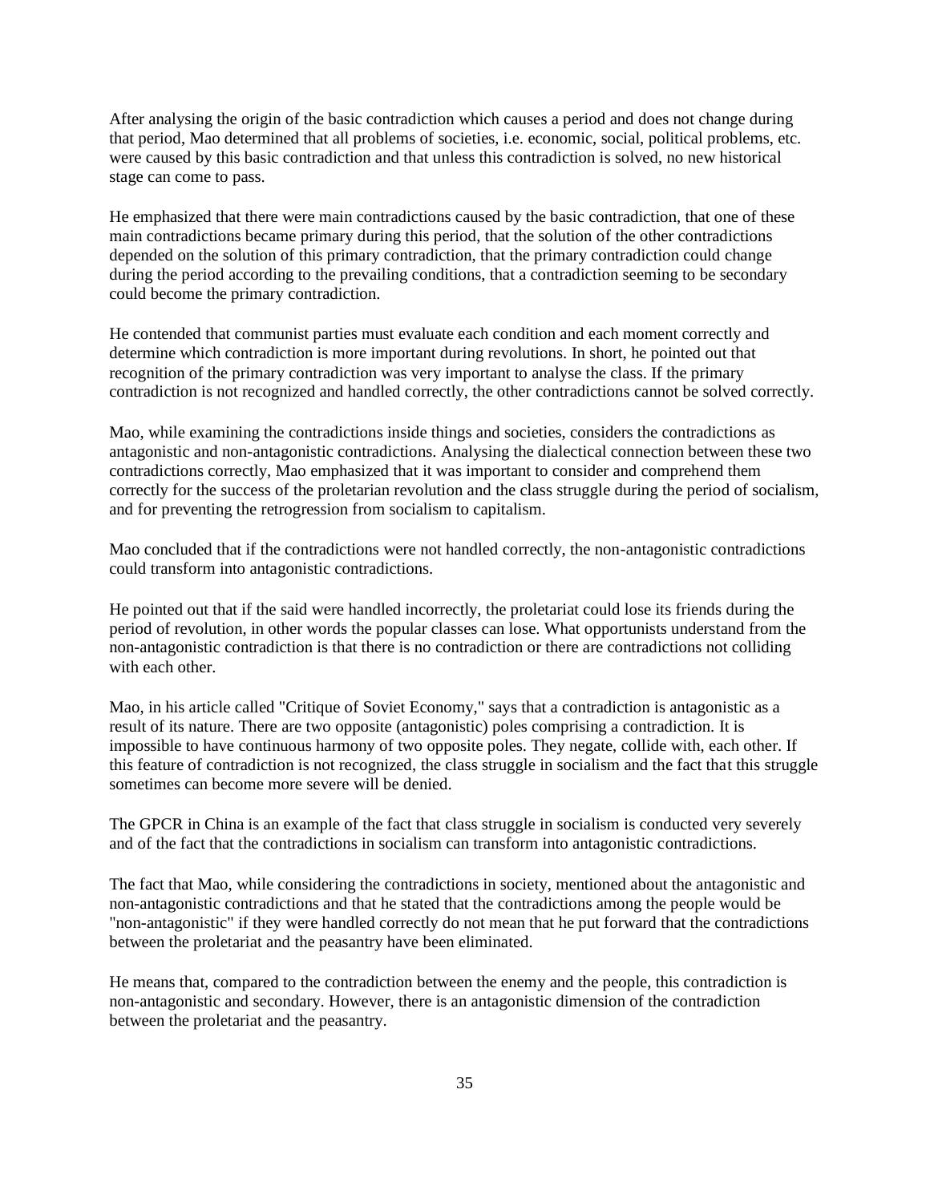After analysing the origin of the basic contradiction which causes a period and does not change during that period, Mao determined that all problems of societies, i.e. economic, social, political problems, etc. were caused by this basic contradiction and that unless this contradiction is solved, no new historical stage can come to pass.

He emphasized that there were main contradictions caused by the basic contradiction, that one of these main contradictions became primary during this period, that the solution of the other contradictions depended on the solution of this primary contradiction, that the primary contradiction could change during the period according to the prevailing conditions, that a contradiction seeming to be secondary could become the primary contradiction.

He contended that communist parties must evaluate each condition and each moment correctly and determine which contradiction is more important during revolutions. In short, he pointed out that recognition of the primary contradiction was very important to analyse the class. If the primary contradiction is not recognized and handled correctly, the other contradictions cannot be solved correctly.

Mao, while examining the contradictions inside things and societies, considers the contradictions as antagonistic and non-antagonistic contradictions. Analysing the dialectical connection between these two contradictions correctly, Mao emphasized that it was important to consider and comprehend them correctly for the success of the proletarian revolution and the class struggle during the period of socialism, and for preventing the retrogression from socialism to capitalism.

Mao concluded that if the contradictions were not handled correctly, the non-antagonistic contradictions could transform into antagonistic contradictions.

He pointed out that if the said were handled incorrectly, the proletariat could lose its friends during the period of revolution, in other words the popular classes can lose. What opportunists understand from the non-antagonistic contradiction is that there is no contradiction or there are contradictions not colliding with each other.

Mao, in his article called "Critique of Soviet Economy," says that a contradiction is antagonistic as a result of its nature. There are two opposite (antagonistic) poles comprising a contradiction. It is impossible to have continuous harmony of two opposite poles. They negate, collide with, each other. If this feature of contradiction is not recognized, the class struggle in socialism and the fact that this struggle sometimes can become more severe will be denied.

The GPCR in China is an example of the fact that class struggle in socialism is conducted very severely and of the fact that the contradictions in socialism can transform into antagonistic contradictions.

The fact that Mao, while considering the contradictions in society, mentioned about the antagonistic and non-antagonistic contradictions and that he stated that the contradictions among the people would be "non-antagonistic" if they were handled correctly do not mean that he put forward that the contradictions between the proletariat and the peasantry have been eliminated.

He means that, compared to the contradiction between the enemy and the people, this contradiction is non-antagonistic and secondary. However, there is an antagonistic dimension of the contradiction between the proletariat and the peasantry.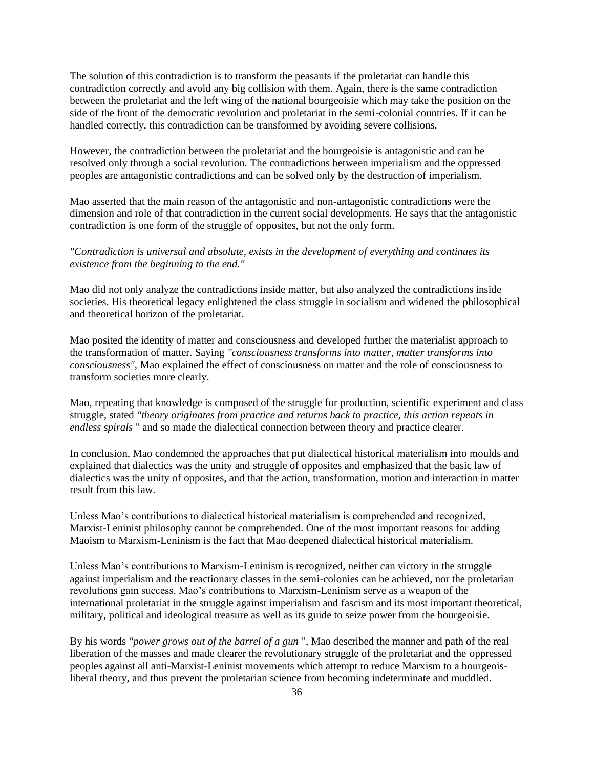The solution of this contradiction is to transform the peasants if the proletariat can handle this contradiction correctly and avoid any big collision with them. Again, there is the same contradiction between the proletariat and the left wing of the national bourgeoisie which may take the position on the side of the front of the democratic revolution and proletariat in the semi-colonial countries. If it can be handled correctly, this contradiction can be transformed by avoiding severe collisions.

However, the contradiction between the proletariat and the bourgeoisie is antagonistic and can be resolved only through a social revolution. The contradictions between imperialism and the oppressed peoples are antagonistic contradictions and can be solved only by the destruction of imperialism.

Mao asserted that the main reason of the antagonistic and non-antagonistic contradictions were the dimension and role of that contradiction in the current social developments. He says that the antagonistic contradiction is one form of the struggle of opposites, but not the only form.

*"Contradiction is universal and absolute, exists in the development of everything and continues its existence from the beginning to the end."*

Mao did not only analyze the contradictions inside matter, but also analyzed the contradictions inside societies. His theoretical legacy enlightened the class struggle in socialism and widened the philosophical and theoretical horizon of the proletariat.

Mao posited the identity of matter and consciousness and developed further the materialist approach to the transformation of matter. Saying *"consciousness transforms into matter, matter transforms into consciousness"*, Mao explained the effect of consciousness on matter and the role of consciousness to transform societies more clearly.

Mao, repeating that knowledge is composed of the struggle for production, scientific experiment and class struggle, stated *"theory originates from practice and returns back to practice, this action repeats in endless spirals* " and so made the dialectical connection between theory and practice clearer.

In conclusion, Mao condemned the approaches that put dialectical historical materialism into moulds and explained that dialectics was the unity and struggle of opposites and emphasized that the basic law of dialectics was the unity of opposites, and that the action, transformation, motion and interaction in matter result from this law.

Unless Mao's contributions to dialectical historical materialism is comprehended and recognized, Marxist-Leninist philosophy cannot be comprehended. One of the most important reasons for adding Maoism to Marxism-Leninism is the fact that Mao deepened dialectical historical materialism.

Unless Mao's contributions to Marxism-Leninism is recognized, neither can victory in the struggle against imperialism and the reactionary classes in the semi-colonies can be achieved, nor the proletarian revolutions gain success. Mao's contributions to Marxism-Leninism serve as a weapon of the international proletariat in the struggle against imperialism and fascism and its most important theoretical, military, political and ideological treasure as well as its guide to seize power from the bourgeoisie.

By his words *"power grows out of the barrel of a gun* ", Mao described the manner and path of the real liberation of the masses and made clearer the revolutionary struggle of the proletariat and the oppressed peoples against all anti-Marxist-Leninist movements which attempt to reduce Marxism to a bourgeois-liberal theory, and thus prevent the proletarian science from becoming indeterminate and muddled.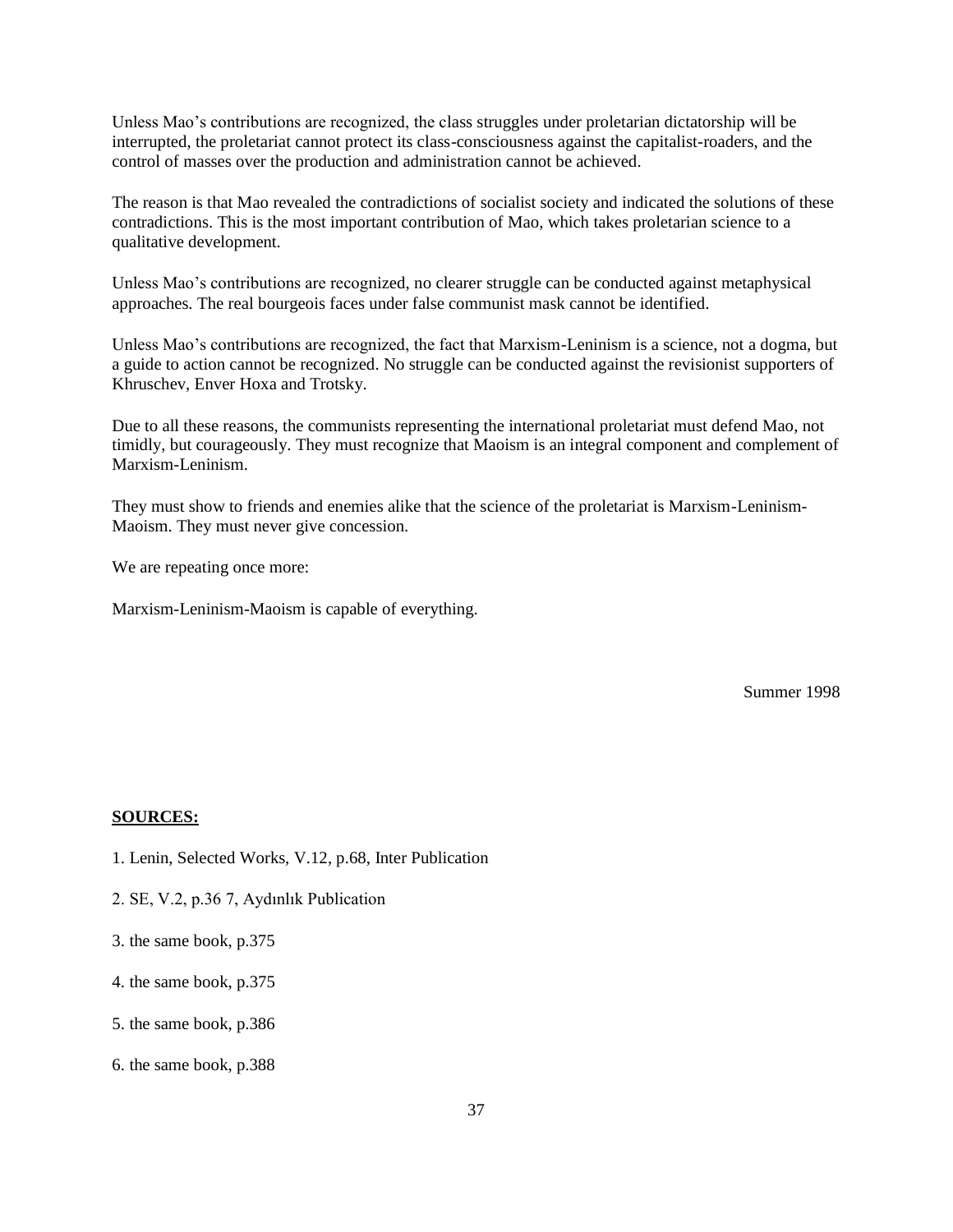Unless Mao's contributions are recognized, the class struggles under proletarian dictatorship will be interrupted, the proletariat cannot protect its class-consciousness against the capitalist-roaders, and the control of masses over the production and administration cannot be achieved.

The reason is that Mao revealed the contradictions of socialist society and indicated the solutions of these contradictions. This is the most important contribution of Mao, which takes proletarian science to a qualitative development.

Unless Mao's contributions are recognized, no clearer struggle can be conducted against metaphysical approaches. The real bourgeois faces under false communist mask cannot be identified.

Unless Mao's contributions are recognized, the fact that Marxism-Leninism is a science, not a dogma, but a guide to action cannot be recognized. No struggle can be conducted against the revisionist supporters of Khruschev, Enver Hoxa and Trotsky.

Due to all these reasons, the communists representing the international proletariat must defend Mao, not timidly, but courageously. They must recognize that Maoism is an integral component and complement of Marxism-Leninism.

They must show to friends and enemies alike that the science of the proletariat is Marxism-Leninism-Maoism. They must never give concession.

We are repeating once more:

Marxism-Leninism-Maoism is capable of everything.

Summer 1998

**SOURCES:**

1. Lenin, Selected Works, V.12, p.68, Inter Publication
2. SE, V.2, p.36 7, Aydınlık Publication
3. the same book, p.375
4. the same book, p.375
5. the same book, p.386
6. the same book, p.388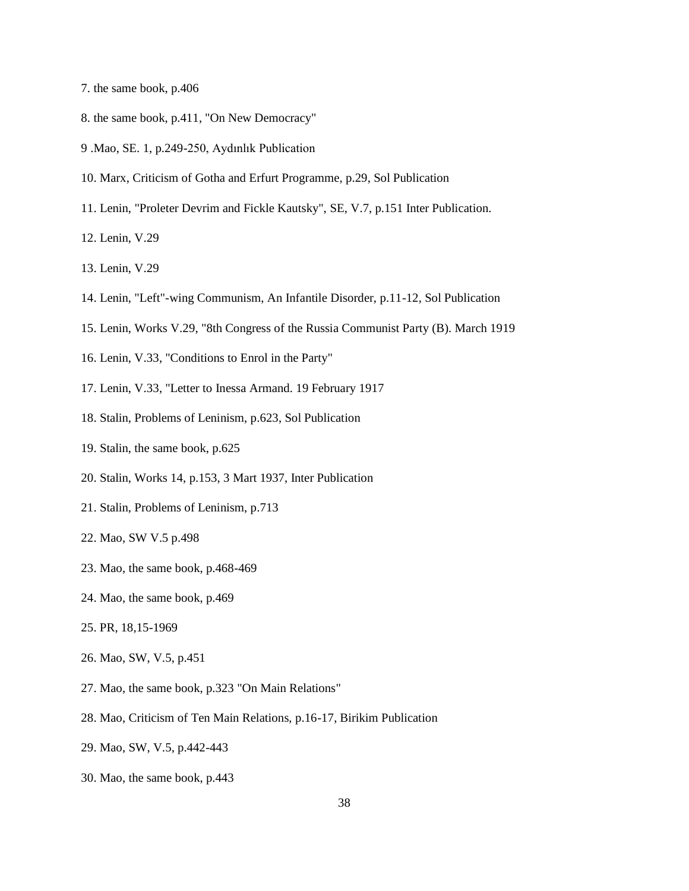7. the same book, p.406

8. the same book, p.411, "On New Democracy"

9 .Mao, SE. 1, p.249-250, Aydınlık Publication

10. Marx, Criticism of Gotha and Erfurt Programme, p.29, Sol Publication

11. Lenin, "Proleter Devrim and Fickle Kautsky", SE, V.7, p.151 Inter Publication.

12. Lenin, V.29

13. Lenin, V.29

14. Lenin, "Left"-wing Communism, An Infantile Disorder, p.11-12, Sol Publication

15. Lenin, Works V.29, "8th Congress of the Russia Communist Party (B). March 1919

16. Lenin, V.33, "Conditions to Enrol in the Party"

17. Lenin, V.33, "Letter to Inessa Armand. 19 February 1917

18. Stalin, Problems of Leninism, p.623, Sol Publication

19. Stalin, the same book, p.625

20. Stalin, Works 14, p.153, 3 Mart 1937, Inter Publication

21. Stalin, Problems of Leninism, p.713

22. Mao, SW V.5 p.498

23. Mao, the same book, p.468-469

24. Mao, the same book, p.469

25. PR, 18,15-1969

26. Mao, SW, V.5, p.451

27. Mao, the same book, p.323 "On Main Relations"

28. Mao, Criticism of Ten Main Relations, p.16-17, Birikim Publication

29. Mao, SW, V.5, p.442-443

30. Mao, the same book, p.443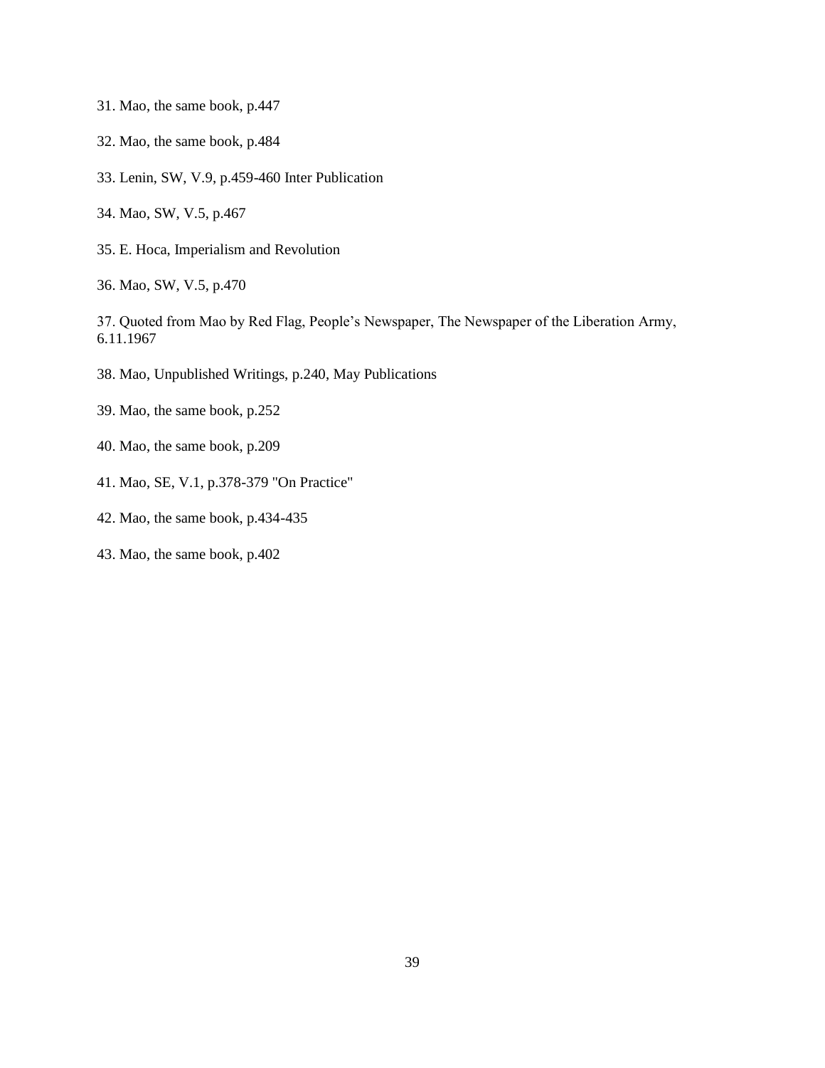31. Mao, the same book, p.447

32. Mao, the same book, p.484

33. Lenin, SW, V.9, p.459-460 Inter Publication

34. Mao, SW, V.5, p.467

35. E. Hoca, Imperialism and Revolution

36. Mao, SW, V.5, p.470

37. Quoted from Mao by Red Flag, People’s Newspaper, The Newspaper of the Liberation Army, 6.11.1967

38. Mao, Unpublished Writings, p.240, May Publications

39. Mao, the same book, p.252

40. Mao, the same book, p.209

41. Mao, SE, V.1, p.378-379 "On Practice"

42. Mao, the same book, p.434-435

43. Mao, the same book, p.402